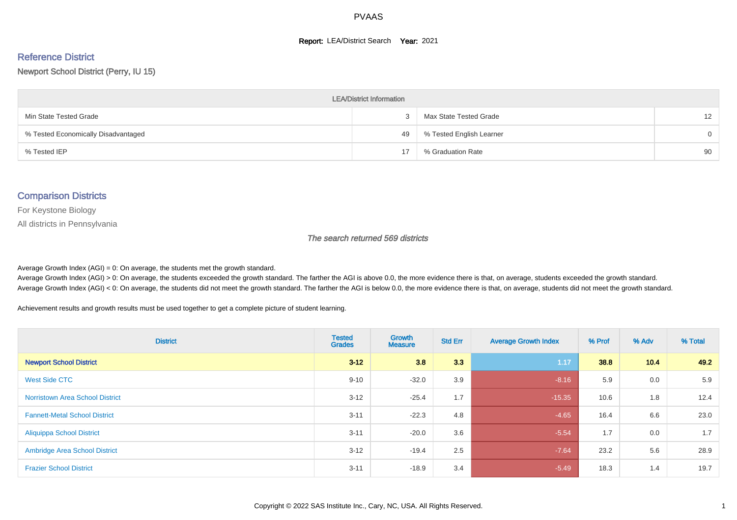# PVAAS

**Report:** LEA/District Search **Year:** 2021

## Reference District

Newport School District (Perry, IU 15)

| LEA/District Information | | | |
|---|---|---|---|
| Min State Tested Grade | 3 | Max State Tested Grade | 12 |
| % Tested Economically Disadvantaged | 49 | % Tested English Learner | 0 |
| % Tested IEP | 17 | % Graduation Rate | 90 |

## Comparison Districts

For Keystone Biology

All districts in Pennsylvania

*The search returned 569 districts*

Average Growth Index (AGI) = 0: On average, the students met the growth standard.
Average Growth Index (AGI) > 0: On average, the students exceeded the growth standard. The farther the AGI is above 0.0, the more evidence there is that, on average, students exceeded the growth standard.
Average Growth Index (AGI) < 0: On average, the students did not meet the growth standard. The farther the AGI is below 0.0, the more evidence there is that, on average, students did not meet the growth standard.

Achievement results and growth results must be used together to get a complete picture of student learning.

| District | Tested Grades | Growth Measure | Std Err | Average Growth Index | % Prof | % Adv | % Total |
|---|---|---|---|---|---|---|---|
| **Newport School District** | **3-12** | **3.8** | **3.3** | **1.17** | **38.8** | **10.4** | **49.2** |
| West Side CTC | 9-10 | -32.0 | 3.9 | -8.16 | 5.9 | 0.0 | 5.9 |
| Norristown Area School District | 3-12 | -25.4 | 1.7 | -15.35 | 10.6 | 1.8 | 12.4 |
| Fannett-Metal School District | 3-11 | -22.3 | 4.8 | -4.65 | 16.4 | 6.6 | 23.0 |
| Aliquippa School District | 3-11 | -20.0 | 3.6 | -5.54 | 1.7 | 0.0 | 1.7 |
| Ambridge Area School District | 3-12 | -19.4 | 2.5 | -7.64 | 23.2 | 5.6 | 28.9 |
| Frazier School District | 3-11 | -18.9 | 3.4 | -5.49 | 18.3 | 1.4 | 19.7 |

Copyright © 2022 SAS Institute Inc., Cary, NC, USA. All Rights Reserved.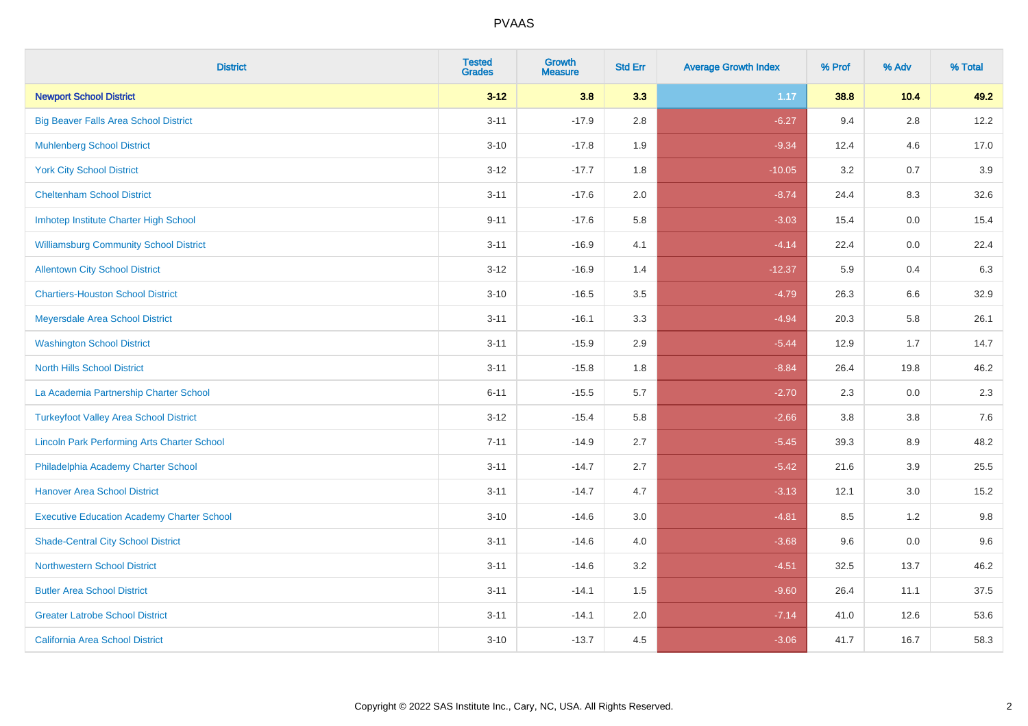| District | Tested Grades | Growth Measure | Std Err | Average Growth Index | % Prof | % Adv | % Total |
|---|---|---|---|---|---|---|---|
| **Newport School District** | **3-12** | **3.8** | **3.3** | **1.17** | **38.8** | **10.4** | **49.2** |
| Big Beaver Falls Area School District | 3-11 | -17.9 | 2.8 | -6.27 | 9.4 | 2.8 | 12.2 |
| Muhlenberg School District | 3-10 | -17.8 | 1.9 | -9.34 | 12.4 | 4.6 | 17.0 |
| York City School District | 3-12 | -17.7 | 1.8 | -10.05 | 3.2 | 0.7 | 3.9 |
| Cheltenham School District | 3-11 | -17.6 | 2.0 | -8.74 | 24.4 | 8.3 | 32.6 |
| Imhotep Institute Charter High School | 9-11 | -17.6 | 5.8 | -3.03 | 15.4 | 0.0 | 15.4 |
| Williamsburg Community School District | 3-11 | -16.9 | 4.1 | -4.14 | 22.4 | 0.0 | 22.4 |
| Allentown City School District | 3-12 | -16.9 | 1.4 | -12.37 | 5.9 | 0.4 | 6.3 |
| Chartiers-Houston School District | 3-10 | -16.5 | 3.5 | -4.79 | 26.3 | 6.6 | 32.9 |
| Meyersdale Area School District | 3-11 | -16.1 | 3.3 | -4.94 | 20.3 | 5.8 | 26.1 |
| Washington School District | 3-11 | -15.9 | 2.9 | -5.44 | 12.9 | 1.7 | 14.7 |
| North Hills School District | 3-11 | -15.8 | 1.8 | -8.84 | 26.4 | 19.8 | 46.2 |
| La Academia Partnership Charter School | 6-11 | -15.5 | 5.7 | -2.70 | 2.3 | 0.0 | 2.3 |
| Turkeyfoot Valley Area School District | 3-12 | -15.4 | 5.8 | -2.66 | 3.8 | 3.8 | 7.6 |
| Lincoln Park Performing Arts Charter School | 7-11 | -14.9 | 2.7 | -5.45 | 39.3 | 8.9 | 48.2 |
| Philadelphia Academy Charter School | 3-11 | -14.7 | 2.7 | -5.42 | 21.6 | 3.9 | 25.5 |
| Hanover Area School District | 3-11 | -14.7 | 4.7 | -3.13 | 12.1 | 3.0 | 15.2 |
| Executive Education Academy Charter School | 3-10 | -14.6 | 3.0 | -4.81 | 8.5 | 1.2 | 9.8 |
| Shade-Central City School District | 3-11 | -14.6 | 4.0 | -3.68 | 9.6 | 0.0 | 9.6 |
| Northwestern School District | 3-11 | -14.6 | 3.2 | -4.51 | 32.5 | 13.7 | 46.2 |
| Butler Area School District | 3-11 | -14.1 | 1.5 | -9.60 | 26.4 | 11.1 | 37.5 |
| Greater Latrobe School District | 3-11 | -14.1 | 2.0 | -7.14 | 41.0 | 12.6 | 53.6 |
| California Area School District | 3-10 | -13.7 | 4.5 | -3.06 | 41.7 | 16.7 | 58.3 |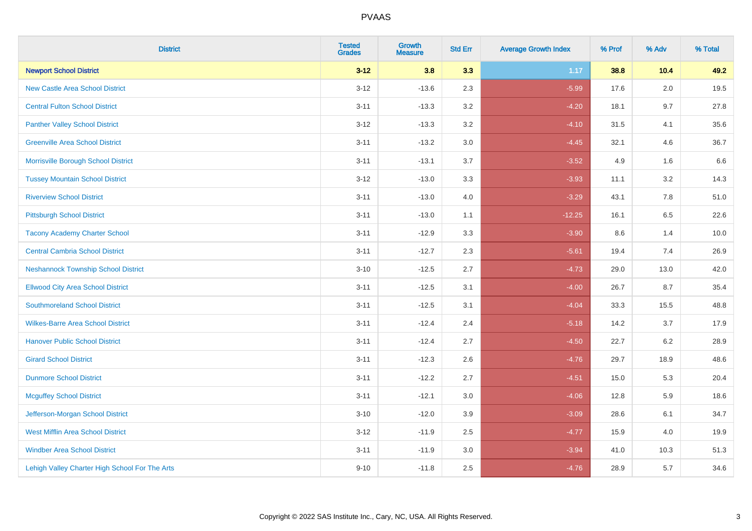# PVAAS

| District | Tested Grades | Growth Measure | Std Err | Average Growth Index | % Prof | % Adv | % Total |
|---|---|---|---|---|---|---|---|
| **Newport School District** | **3-12** | **3.8** | **3.3** | **1.17** | **38.8** | **10.4** | **49.2** |
| New Castle Area School District | 3-12 | -13.6 | 2.3 | -5.99 | 17.6 | 2.0 | 19.5 |
| Central Fulton School District | 3-11 | -13.3 | 3.2 | -4.20 | 18.1 | 9.7 | 27.8 |
| Panther Valley School District | 3-12 | -13.3 | 3.2 | -4.10 | 31.5 | 4.1 | 35.6 |
| Greenville Area School District | 3-11 | -13.2 | 3.0 | -4.45 | 32.1 | 4.6 | 36.7 |
| Morrisville Borough School District | 3-11 | -13.1 | 3.7 | -3.52 | 4.9 | 1.6 | 6.6 |
| Tussey Mountain School District | 3-12 | -13.0 | 3.3 | -3.93 | 11.1 | 3.2 | 14.3 |
| Riverview School District | 3-11 | -13.0 | 4.0 | -3.29 | 43.1 | 7.8 | 51.0 |
| Pittsburgh School District | 3-11 | -13.0 | 1.1 | -12.25 | 16.1 | 6.5 | 22.6 |
| Tacony Academy Charter School | 3-11 | -12.9 | 3.3 | -3.90 | 8.6 | 1.4 | 10.0 |
| Central Cambria School District | 3-11 | -12.7 | 2.3 | -5.61 | 19.4 | 7.4 | 26.9 |
| Neshannock Township School District | 3-10 | -12.5 | 2.7 | -4.73 | 29.0 | 13.0 | 42.0 |
| Ellwood City Area School District | 3-11 | -12.5 | 3.1 | -4.00 | 26.7 | 8.7 | 35.4 |
| Southmoreland School District | 3-11 | -12.5 | 3.1 | -4.04 | 33.3 | 15.5 | 48.8 |
| Wilkes-Barre Area School District | 3-11 | -12.4 | 2.4 | -5.18 | 14.2 | 3.7 | 17.9 |
| Hanover Public School District | 3-11 | -12.4 | 2.7 | -4.50 | 22.7 | 6.2 | 28.9 |
| Girard School District | 3-11 | -12.3 | 2.6 | -4.76 | 29.7 | 18.9 | 48.6 |
| Dunmore School District | 3-11 | -12.2 | 2.7 | -4.51 | 15.0 | 5.3 | 20.4 |
| Mcguffey School District | 3-11 | -12.1 | 3.0 | -4.06 | 12.8 | 5.9 | 18.6 |
| Jefferson-Morgan School District | 3-10 | -12.0 | 3.9 | -3.09 | 28.6 | 6.1 | 34.7 |
| West Mifflin Area School District | 3-12 | -11.9 | 2.5 | -4.77 | 15.9 | 4.0 | 19.9 |
| Windber Area School District | 3-11 | -11.9 | 3.0 | -3.94 | 41.0 | 10.3 | 51.3 |
| Lehigh Valley Charter High School For The Arts | 9-10 | -11.8 | 2.5 | -4.76 | 28.9 | 5.7 | 34.6 |

Copyright © 2022 SAS Institute Inc., Cary, NC, USA. All Rights Reserved.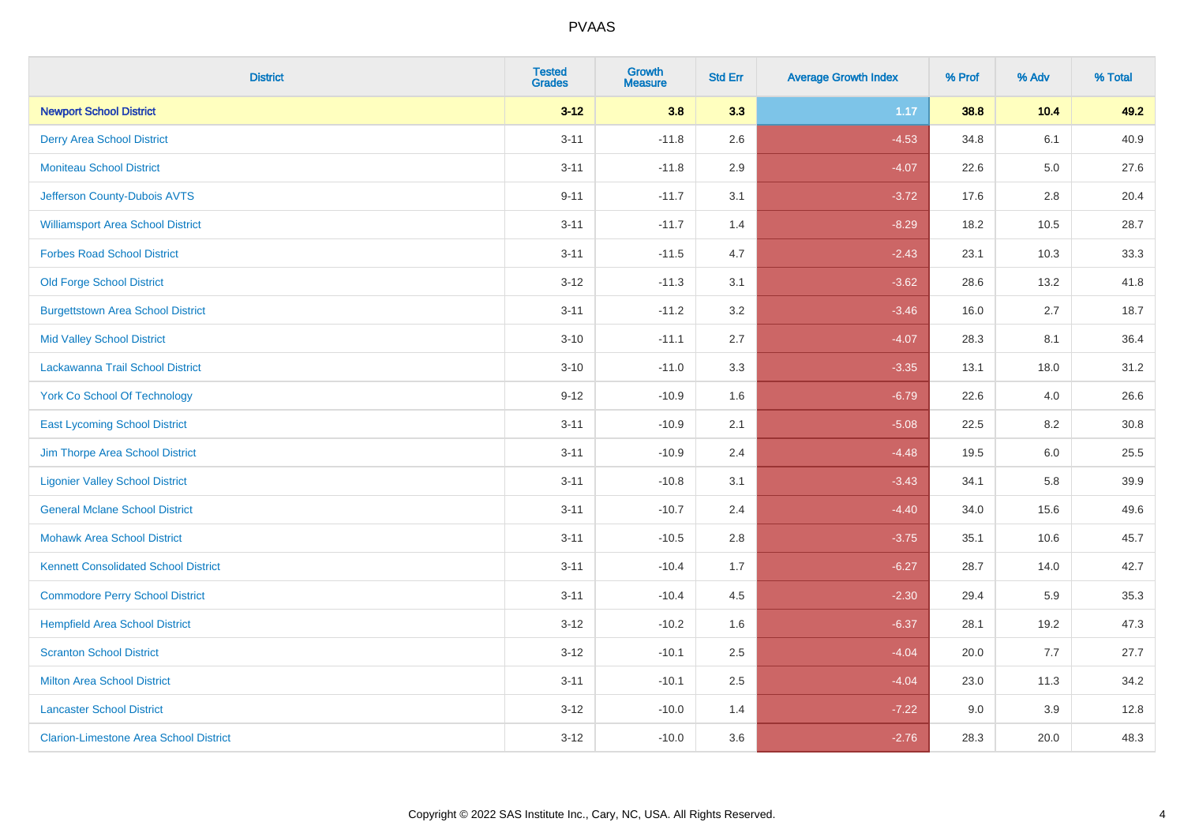| District | Tested Grades | Growth Measure | Std Err | Average Growth Index | % Prof | % Adv | % Total |
|---|---|---|---|---|---|---|---|
| **Newport School District** | **3-12** | **3.8** | **3.3** | **1.17** | **38.8** | **10.4** | **49.2** |
| Derry Area School District | 3-11 | -11.8 | 2.6 | -4.53 | 34.8 | 6.1 | 40.9 |
| Moniteau School District | 3-11 | -11.8 | 2.9 | -4.07 | 22.6 | 5.0 | 27.6 |
| Jefferson County-Dubois AVTS | 9-11 | -11.7 | 3.1 | -3.72 | 17.6 | 2.8 | 20.4 |
| Williamsport Area School District | 3-11 | -11.7 | 1.4 | -8.29 | 18.2 | 10.5 | 28.7 |
| Forbes Road School District | 3-11 | -11.5 | 4.7 | -2.43 | 23.1 | 10.3 | 33.3 |
| Old Forge School District | 3-12 | -11.3 | 3.1 | -3.62 | 28.6 | 13.2 | 41.8 |
| Burgettstown Area School District | 3-11 | -11.2 | 3.2 | -3.46 | 16.0 | 2.7 | 18.7 |
| Mid Valley School District | 3-10 | -11.1 | 2.7 | -4.07 | 28.3 | 8.1 | 36.4 |
| Lackawanna Trail School District | 3-10 | -11.0 | 3.3 | -3.35 | 13.1 | 18.0 | 31.2 |
| York Co School Of Technology | 9-12 | -10.9 | 1.6 | -6.79 | 22.6 | 4.0 | 26.6 |
| East Lycoming School District | 3-11 | -10.9 | 2.1 | -5.08 | 22.5 | 8.2 | 30.8 |
| Jim Thorpe Area School District | 3-11 | -10.9 | 2.4 | -4.48 | 19.5 | 6.0 | 25.5 |
| Ligonier Valley School District | 3-11 | -10.8 | 3.1 | -3.43 | 34.1 | 5.8 | 39.9 |
| General Mclane School District | 3-11 | -10.7 | 2.4 | -4.40 | 34.0 | 15.6 | 49.6 |
| Mohawk Area School District | 3-11 | -10.5 | 2.8 | -3.75 | 35.1 | 10.6 | 45.7 |
| Kennett Consolidated School District | 3-11 | -10.4 | 1.7 | -6.27 | 28.7 | 14.0 | 42.7 |
| Commodore Perry School District | 3-11 | -10.4 | 4.5 | -2.30 | 29.4 | 5.9 | 35.3 |
| Hempfield Area School District | 3-12 | -10.2 | 1.6 | -6.37 | 28.1 | 19.2 | 47.3 |
| Scranton School District | 3-12 | -10.1 | 2.5 | -4.04 | 20.0 | 7.7 | 27.7 |
| Milton Area School District | 3-11 | -10.1 | 2.5 | -4.04 | 23.0 | 11.3 | 34.2 |
| Lancaster School District | 3-12 | -10.0 | 1.4 | -7.22 | 9.0 | 3.9 | 12.8 |
| Clarion-Limestone Area School District | 3-12 | -10.0 | 3.6 | -2.76 | 28.3 | 20.0 | 48.3 |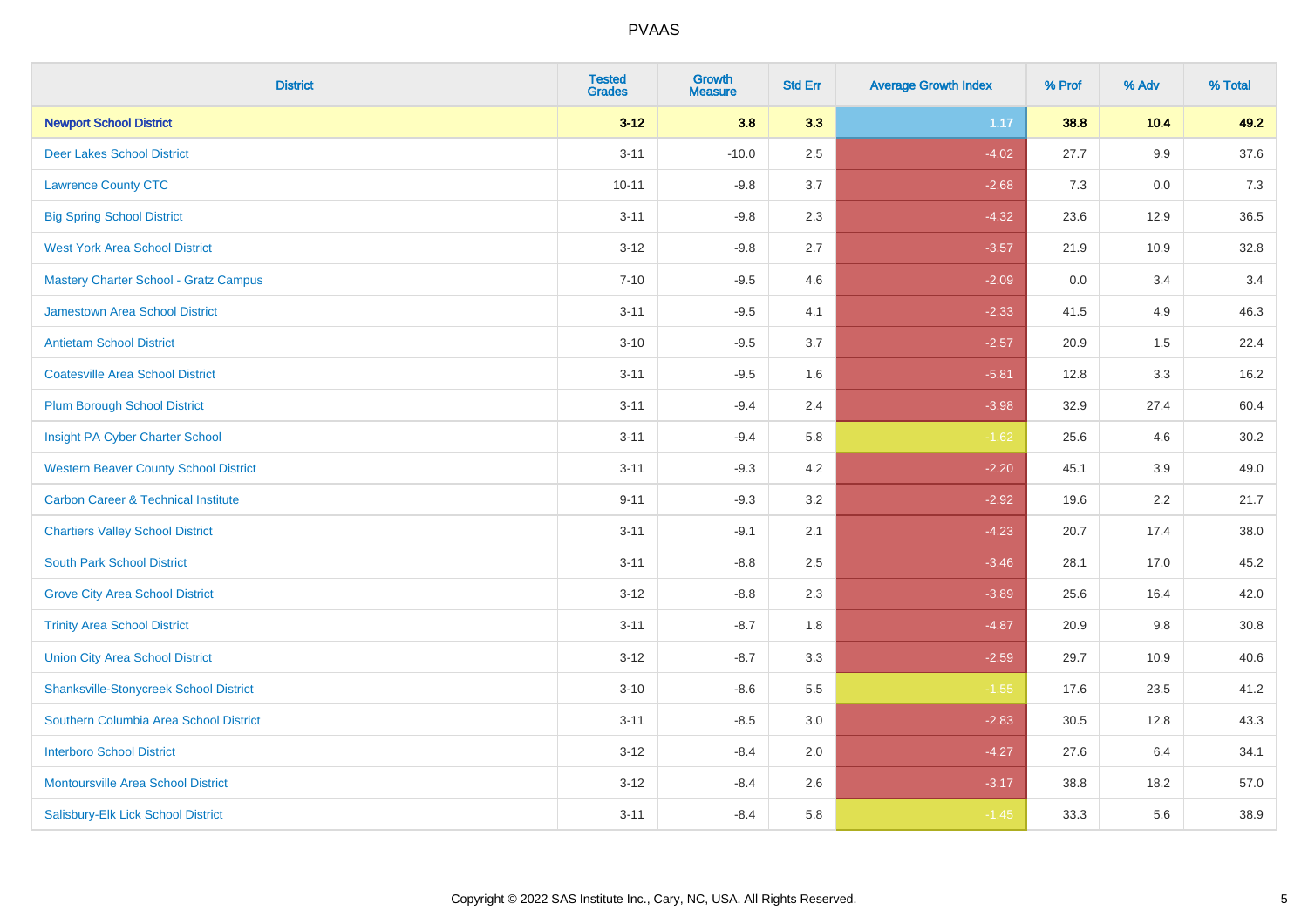# PVAAS

| District | Tested Grades | Growth Measure | Std Err | Average Growth Index | % Prof | % Adv | % Total |
|---|---|---|---|---|---|---|---|
| **Newport School District** | **3-12** | **3.8** | **3.3** | **1.17** | **38.8** | **10.4** | **49.2** |
| Deer Lakes School District | 3-11 | -10.0 | 2.5 | -4.02 | 27.7 | 9.9 | 37.6 |
| Lawrence County CTC | 10-11 | -9.8 | 3.7 | -2.68 | 7.3 | 0.0 | 7.3 |
| Big Spring School District | 3-11 | -9.8 | 2.3 | -4.32 | 23.6 | 12.9 | 36.5 |
| West York Area School District | 3-12 | -9.8 | 2.7 | -3.57 | 21.9 | 10.9 | 32.8 |
| Mastery Charter School - Gratz Campus | 7-10 | -9.5 | 4.6 | -2.09 | 0.0 | 3.4 | 3.4 |
| Jamestown Area School District | 3-11 | -9.5 | 4.1 | -2.33 | 41.5 | 4.9 | 46.3 |
| Antietam School District | 3-10 | -9.5 | 3.7 | -2.57 | 20.9 | 1.5 | 22.4 |
| Coatesville Area School District | 3-11 | -9.5 | 1.6 | -5.81 | 12.8 | 3.3 | 16.2 |
| Plum Borough School District | 3-11 | -9.4 | 2.4 | -3.98 | 32.9 | 27.4 | 60.4 |
| Insight PA Cyber Charter School | 3-11 | -9.4 | 5.8 | -1.62 | 25.6 | 4.6 | 30.2 |
| Western Beaver County School District | 3-11 | -9.3 | 4.2 | -2.20 | 45.1 | 3.9 | 49.0 |
| Carbon Career & Technical Institute | 9-11 | -9.3 | 3.2 | -2.92 | 19.6 | 2.2 | 21.7 |
| Chartiers Valley School District | 3-11 | -9.1 | 2.1 | -4.23 | 20.7 | 17.4 | 38.0 |
| South Park School District | 3-11 | -8.8 | 2.5 | -3.46 | 28.1 | 17.0 | 45.2 |
| Grove City Area School District | 3-12 | -8.8 | 2.3 | -3.89 | 25.6 | 16.4 | 42.0 |
| Trinity Area School District | 3-11 | -8.7 | 1.8 | -4.87 | 20.9 | 9.8 | 30.8 |
| Union City Area School District | 3-12 | -8.7 | 3.3 | -2.59 | 29.7 | 10.9 | 40.6 |
| Shanksville-Stonycreek School District | 3-10 | -8.6 | 5.5 | -1.55 | 17.6 | 23.5 | 41.2 |
| Southern Columbia Area School District | 3-11 | -8.5 | 3.0 | -2.83 | 30.5 | 12.8 | 43.3 |
| Interboro School District | 3-12 | -8.4 | 2.0 | -4.27 | 27.6 | 6.4 | 34.1 |
| Montoursville Area School District | 3-12 | -8.4 | 2.6 | -3.17 | 38.8 | 18.2 | 57.0 |
| Salisbury-Elk Lick School District | 3-11 | -8.4 | 5.8 | -1.45 | 33.3 | 5.6 | 38.9 |

Copyright © 2022 SAS Institute Inc., Cary, NC, USA. All Rights Reserved.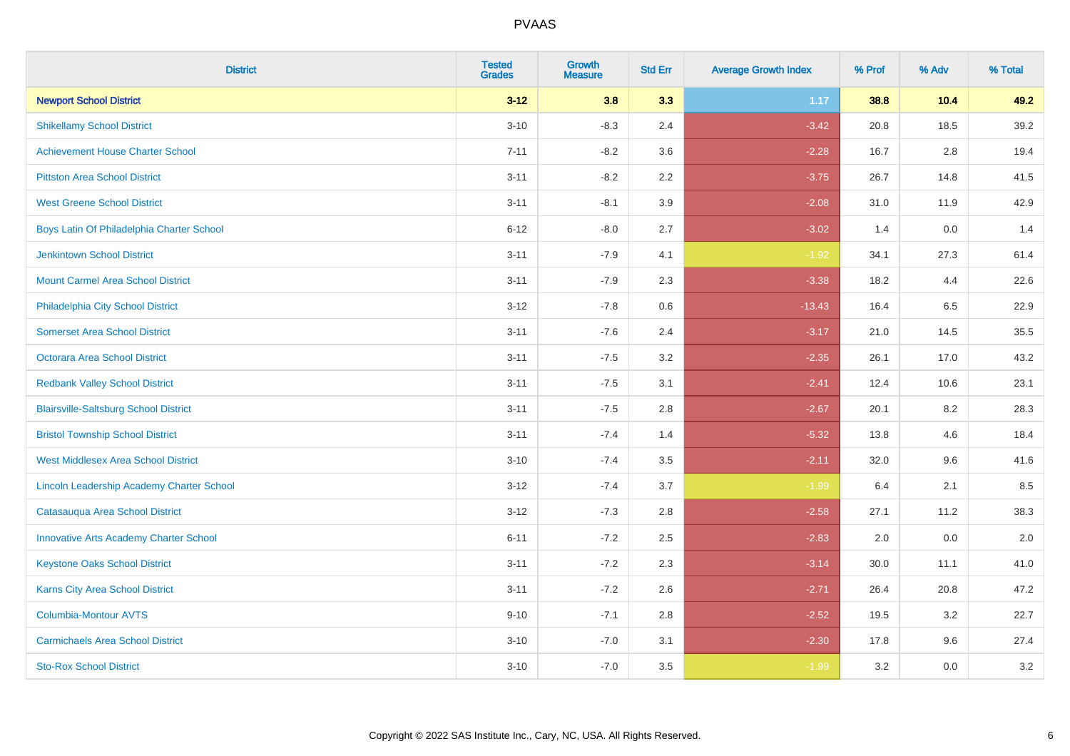| District | Tested Grades | Growth Measure | Std Err | Average Growth Index | % Prof | % Adv | % Total |
|---|---|---|---|---|---|---|---|
| **Newport School District** | **3-12** | **3.8** | **3.3** | **1.17** | **38.8** | **10.4** | **49.2** |
| Shikellamy School District | 3-10 | -8.3 | 2.4 | -3.42 | 20.8 | 18.5 | 39.2 |
| Achievement House Charter School | 7-11 | -8.2 | 3.6 | -2.28 | 16.7 | 2.8 | 19.4 |
| Pittston Area School District | 3-11 | -8.2 | 2.2 | -3.75 | 26.7 | 14.8 | 41.5 |
| West Greene School District | 3-11 | -8.1 | 3.9 | -2.08 | 31.0 | 11.9 | 42.9 |
| Boys Latin Of Philadelphia Charter School | 6-12 | -8.0 | 2.7 | -3.02 | 1.4 | 0.0 | 1.4 |
| Jenkintown School District | 3-11 | -7.9 | 4.1 | -1.92 | 34.1 | 27.3 | 61.4 |
| Mount Carmel Area School District | 3-11 | -7.9 | 2.3 | -3.38 | 18.2 | 4.4 | 22.6 |
| Philadelphia City School District | 3-12 | -7.8 | 0.6 | -13.43 | 16.4 | 6.5 | 22.9 |
| Somerset Area School District | 3-11 | -7.6 | 2.4 | -3.17 | 21.0 | 14.5 | 35.5 |
| Octorara Area School District | 3-11 | -7.5 | 3.2 | -2.35 | 26.1 | 17.0 | 43.2 |
| Redbank Valley School District | 3-11 | -7.5 | 3.1 | -2.41 | 12.4 | 10.6 | 23.1 |
| Blairsville-Saltsburg School District | 3-11 | -7.5 | 2.8 | -2.67 | 20.1 | 8.2 | 28.3 |
| Bristol Township School District | 3-11 | -7.4 | 1.4 | -5.32 | 13.8 | 4.6 | 18.4 |
| West Middlesex Area School District | 3-10 | -7.4 | 3.5 | -2.11 | 32.0 | 9.6 | 41.6 |
| Lincoln Leadership Academy Charter School | 3-12 | -7.4 | 3.7 | -1.99 | 6.4 | 2.1 | 8.5 |
| Catasauqua Area School District | 3-12 | -7.3 | 2.8 | -2.58 | 27.1 | 11.2 | 38.3 |
| Innovative Arts Academy Charter School | 6-11 | -7.2 | 2.5 | -2.83 | 2.0 | 0.0 | 2.0 |
| Keystone Oaks School District | 3-11 | -7.2 | 2.3 | -3.14 | 30.0 | 11.1 | 41.0 |
| Karns City Area School District | 3-11 | -7.2 | 2.6 | -2.71 | 26.4 | 20.8 | 47.2 |
| Columbia-Montour AVTS | 9-10 | -7.1 | 2.8 | -2.52 | 19.5 | 3.2 | 22.7 |
| Carmichaels Area School District | 3-10 | -7.0 | 3.1 | -2.30 | 17.8 | 9.6 | 27.4 |
| Sto-Rox School District | 3-10 | -7.0 | 3.5 | -1.99 | 3.2 | 0.0 | 3.2 |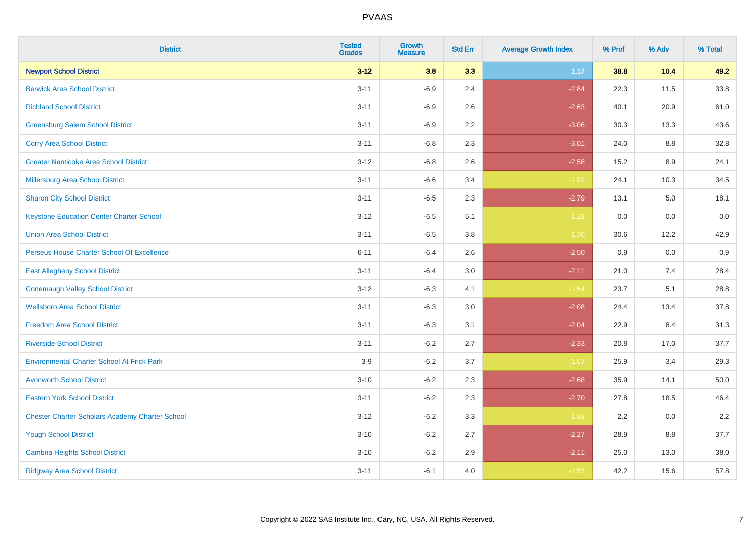PVAAS

| District | Tested Grades | Growth Measure | Std Err | Average Growth Index | % Prof | % Adv | % Total |
|---|---|---|---|---|---|---|---|
| **Newport School District** | **3-12** | **3.8** | **3.3** | **1.17** | **38.8** | **10.4** | **49.2** |
| Berwick Area School District | 3-11 | -6.9 | 2.4 | -2.84 | 22.3 | 11.5 | 33.8 |
| Richland School District | 3-11 | -6.9 | 2.6 | -2.63 | 40.1 | 20.9 | 61.0 |
| Greensburg Salem School District | 3-11 | -6.9 | 2.2 | -3.06 | 30.3 | 13.3 | 43.6 |
| Corry Area School District | 3-11 | -6.8 | 2.3 | -3.01 | 24.0 | 8.8 | 32.8 |
| Greater Nanticoke Area School District | 3-12 | -6.8 | 2.6 | -2.58 | 15.2 | 8.9 | 24.1 |
| Millersburg Area School District | 3-11 | -6.6 | 3.4 | -1.92 | 24.1 | 10.3 | 34.5 |
| Sharon City School District | 3-11 | -6.5 | 2.3 | -2.79 | 13.1 | 5.0 | 18.1 |
| Keystone Education Center Charter School | 3-12 | -6.5 | 5.1 | -1.28 | 0.0 | 0.0 | 0.0 |
| Union Area School District | 3-11 | -6.5 | 3.8 | -1.70 | 30.6 | 12.2 | 42.9 |
| Perseus House Charter School Of Excellence | 6-11 | -6.4 | 2.6 | -2.50 | 0.9 | 0.0 | 0.9 |
| East Allegheny School District | 3-11 | -6.4 | 3.0 | -2.11 | 21.0 | 7.4 | 28.4 |
| Conemaugh Valley School District | 3-12 | -6.3 | 4.1 | -1.54 | 23.7 | 5.1 | 28.8 |
| Wellsboro Area School District | 3-11 | -6.3 | 3.0 | -2.08 | 24.4 | 13.4 | 37.8 |
| Freedom Area School District | 3-11 | -6.3 | 3.1 | -2.04 | 22.9 | 8.4 | 31.3 |
| Riverside School District | 3-11 | -6.2 | 2.7 | -2.33 | 20.8 | 17.0 | 37.7 |
| Environmental Charter School At Frick Park | 3-9 | -6.2 | 3.7 | -1.67 | 25.9 | 3.4 | 29.3 |
| Avonworth School District | 3-10 | -6.2 | 2.3 | -2.68 | 35.9 | 14.1 | 50.0 |
| Eastern York School District | 3-11 | -6.2 | 2.3 | -2.70 | 27.8 | 18.5 | 46.4 |
| Chester Charter Scholars Academy Charter School | 3-12 | -6.2 | 3.3 | -1.88 | 2.2 | 0.0 | 2.2 |
| Yough School District | 3-10 | -6.2 | 2.7 | -2.27 | 28.9 | 8.8 | 37.7 |
| Cambria Heights School District | 3-10 | -6.2 | 2.9 | -2.11 | 25.0 | 13.0 | 38.0 |
| Ridgway Area School District | 3-11 | -6.1 | 4.0 | -1.53 | 42.2 | 15.6 | 57.8 |

Copyright © 2022 SAS Institute Inc., Cary, NC, USA. All Rights Reserved.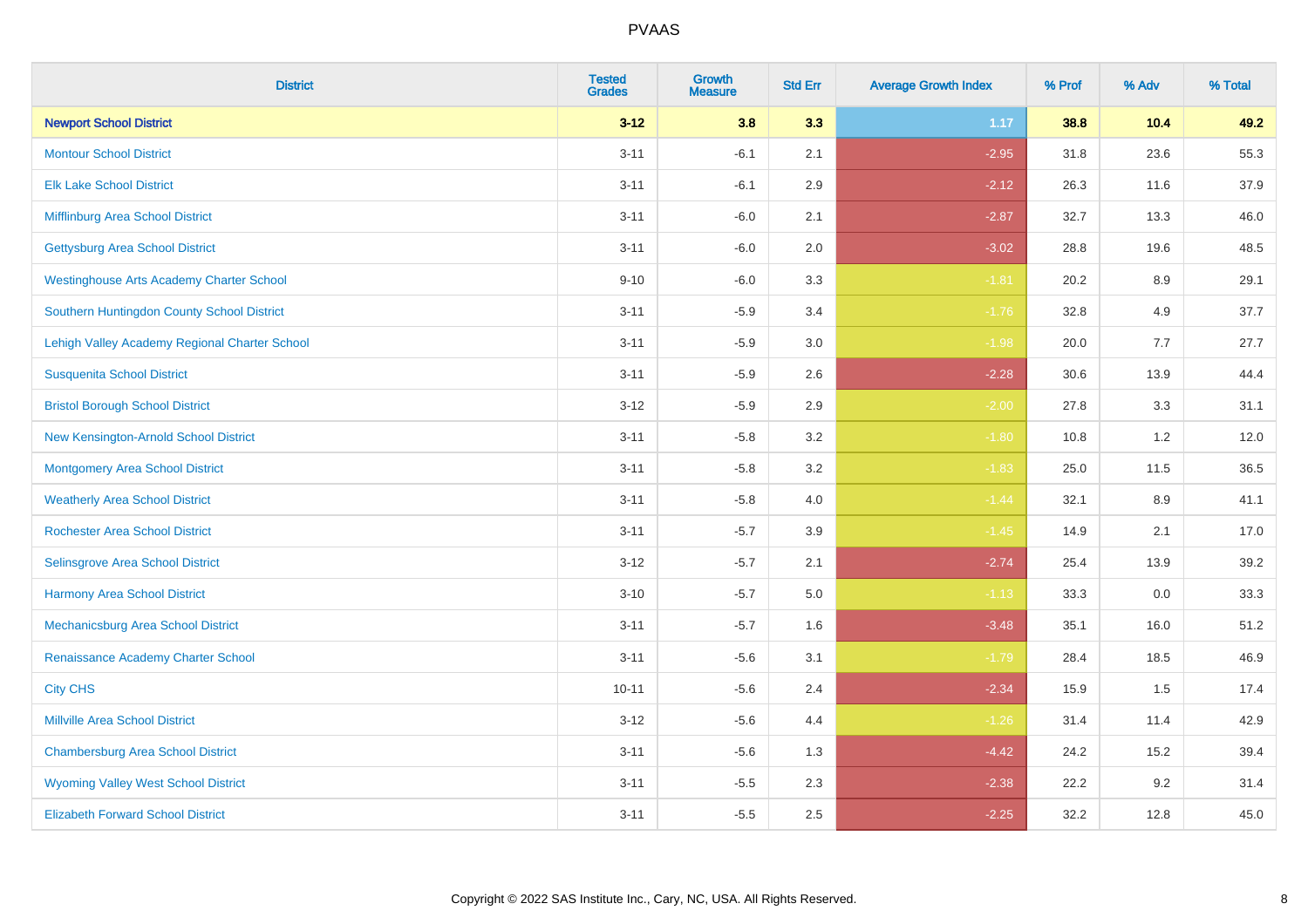# PVAAS

| District | Tested Grades | Growth Measure | Std Err | Average Growth Index | % Prof | % Adv | % Total |
|---|---|---|---|---|---|---|---|
| **Newport School District** | **3-12** | **3.8** | **3.3** | **1.17** | **38.8** | **10.4** | **49.2** |
| Montour School District | 3-11 | -6.1 | 2.1 | -2.95 | 31.8 | 23.6 | 55.3 |
| Elk Lake School District | 3-11 | -6.1 | 2.9 | -2.12 | 26.3 | 11.6 | 37.9 |
| Mifflinburg Area School District | 3-11 | -6.0 | 2.1 | -2.87 | 32.7 | 13.3 | 46.0 |
| Gettysburg Area School District | 3-11 | -6.0 | 2.0 | -3.02 | 28.8 | 19.6 | 48.5 |
| Westinghouse Arts Academy Charter School | 9-10 | -6.0 | 3.3 | -1.81 | 20.2 | 8.9 | 29.1 |
| Southern Huntingdon County School District | 3-11 | -5.9 | 3.4 | -1.76 | 32.8 | 4.9 | 37.7 |
| Lehigh Valley Academy Regional Charter School | 3-11 | -5.9 | 3.0 | -1.98 | 20.0 | 7.7 | 27.7 |
| Susquenita School District | 3-11 | -5.9 | 2.6 | -2.28 | 30.6 | 13.9 | 44.4 |
| Bristol Borough School District | 3-12 | -5.9 | 2.9 | -2.00 | 27.8 | 3.3 | 31.1 |
| New Kensington-Arnold School District | 3-11 | -5.8 | 3.2 | -1.80 | 10.8 | 1.2 | 12.0 |
| Montgomery Area School District | 3-11 | -5.8 | 3.2 | -1.83 | 25.0 | 11.5 | 36.5 |
| Weatherly Area School District | 3-11 | -5.8 | 4.0 | -1.44 | 32.1 | 8.9 | 41.1 |
| Rochester Area School District | 3-11 | -5.7 | 3.9 | -1.45 | 14.9 | 2.1 | 17.0 |
| Selinsgrove Area School District | 3-12 | -5.7 | 2.1 | -2.74 | 25.4 | 13.9 | 39.2 |
| Harmony Area School District | 3-10 | -5.7 | 5.0 | -1.13 | 33.3 | 0.0 | 33.3 |
| Mechanicsburg Area School District | 3-11 | -5.7 | 1.6 | -3.48 | 35.1 | 16.0 | 51.2 |
| Renaissance Academy Charter School | 3-11 | -5.6 | 3.1 | -1.79 | 28.4 | 18.5 | 46.9 |
| City CHS | 10-11 | -5.6 | 2.4 | -2.34 | 15.9 | 1.5 | 17.4 |
| Millville Area School District | 3-12 | -5.6 | 4.4 | -1.26 | 31.4 | 11.4 | 42.9 |
| Chambersburg Area School District | 3-11 | -5.6 | 1.3 | -4.42 | 24.2 | 15.2 | 39.4 |
| Wyoming Valley West School District | 3-11 | -5.5 | 2.3 | -2.38 | 22.2 | 9.2 | 31.4 |
| Elizabeth Forward School District | 3-11 | -5.5 | 2.5 | -2.25 | 32.2 | 12.8 | 45.0 |

Copyright © 2022 SAS Institute Inc., Cary, NC, USA. All Rights Reserved.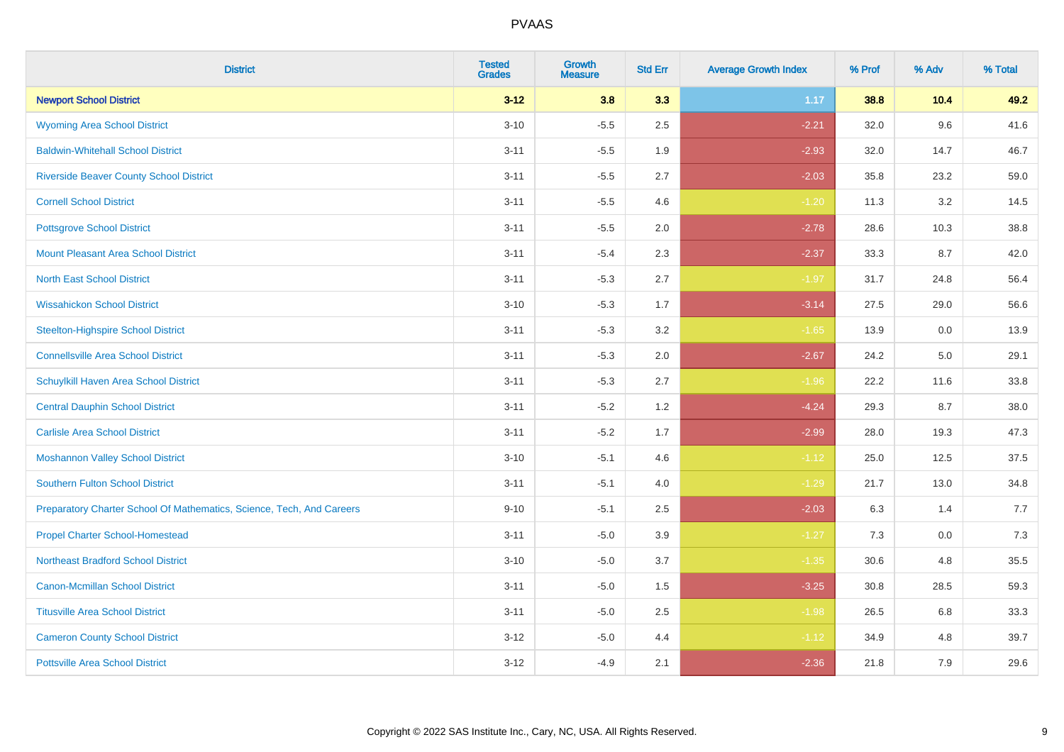# PVAAS

| District | Tested Grades | Growth Measure | Std Err | Average Growth Index | % Prof | % Adv | % Total |
|---|---|---|---|---|---|---|---|
| **Newport School District** | **3-12** | **3.8** | **3.3** | **1.17** | **38.8** | **10.4** | **49.2** |
| Wyoming Area School District | 3-10 | -5.5 | 2.5 | -2.21 | 32.0 | 9.6 | 41.6 |
| Baldwin-Whitehall School District | 3-11 | -5.5 | 1.9 | -2.93 | 32.0 | 14.7 | 46.7 |
| Riverside Beaver County School District | 3-11 | -5.5 | 2.7 | -2.03 | 35.8 | 23.2 | 59.0 |
| Cornell School District | 3-11 | -5.5 | 4.6 | -1.20 | 11.3 | 3.2 | 14.5 |
| Pottsgrove School District | 3-11 | -5.5 | 2.0 | -2.78 | 28.6 | 10.3 | 38.8 |
| Mount Pleasant Area School District | 3-11 | -5.4 | 2.3 | -2.37 | 33.3 | 8.7 | 42.0 |
| North East School District | 3-11 | -5.3 | 2.7 | -1.97 | 31.7 | 24.8 | 56.4 |
| Wissahickon School District | 3-10 | -5.3 | 1.7 | -3.14 | 27.5 | 29.0 | 56.6 |
| Steelton-Highspire School District | 3-11 | -5.3 | 3.2 | -1.65 | 13.9 | 0.0 | 13.9 |
| Connellsville Area School District | 3-11 | -5.3 | 2.0 | -2.67 | 24.2 | 5.0 | 29.1 |
| Schuylkill Haven Area School District | 3-11 | -5.3 | 2.7 | -1.96 | 22.2 | 11.6 | 33.8 |
| Central Dauphin School District | 3-11 | -5.2 | 1.2 | -4.24 | 29.3 | 8.7 | 38.0 |
| Carlisle Area School District | 3-11 | -5.2 | 1.7 | -2.99 | 28.0 | 19.3 | 47.3 |
| Moshannon Valley School District | 3-10 | -5.1 | 4.6 | -1.12 | 25.0 | 12.5 | 37.5 |
| Southern Fulton School District | 3-11 | -5.1 | 4.0 | -1.29 | 21.7 | 13.0 | 34.8 |
| Preparatory Charter School Of Mathematics, Science, Tech, And Careers | 9-10 | -5.1 | 2.5 | -2.03 | 6.3 | 1.4 | 7.7 |
| Propel Charter School-Homestead | 3-11 | -5.0 | 3.9 | -1.27 | 7.3 | 0.0 | 7.3 |
| Northeast Bradford School District | 3-10 | -5.0 | 3.7 | -1.35 | 30.6 | 4.8 | 35.5 |
| Canon-Mcmillan School District | 3-11 | -5.0 | 1.5 | -3.25 | 30.8 | 28.5 | 59.3 |
| Titusville Area School District | 3-11 | -5.0 | 2.5 | -1.98 | 26.5 | 6.8 | 33.3 |
| Cameron County School District | 3-12 | -5.0 | 4.4 | -1.12 | 34.9 | 4.8 | 39.7 |
| Pottsville Area School District | 3-12 | -4.9 | 2.1 | -2.36 | 21.8 | 7.9 | 29.6 |

Copyright © 2022 SAS Institute Inc., Cary, NC, USA. All Rights Reserved.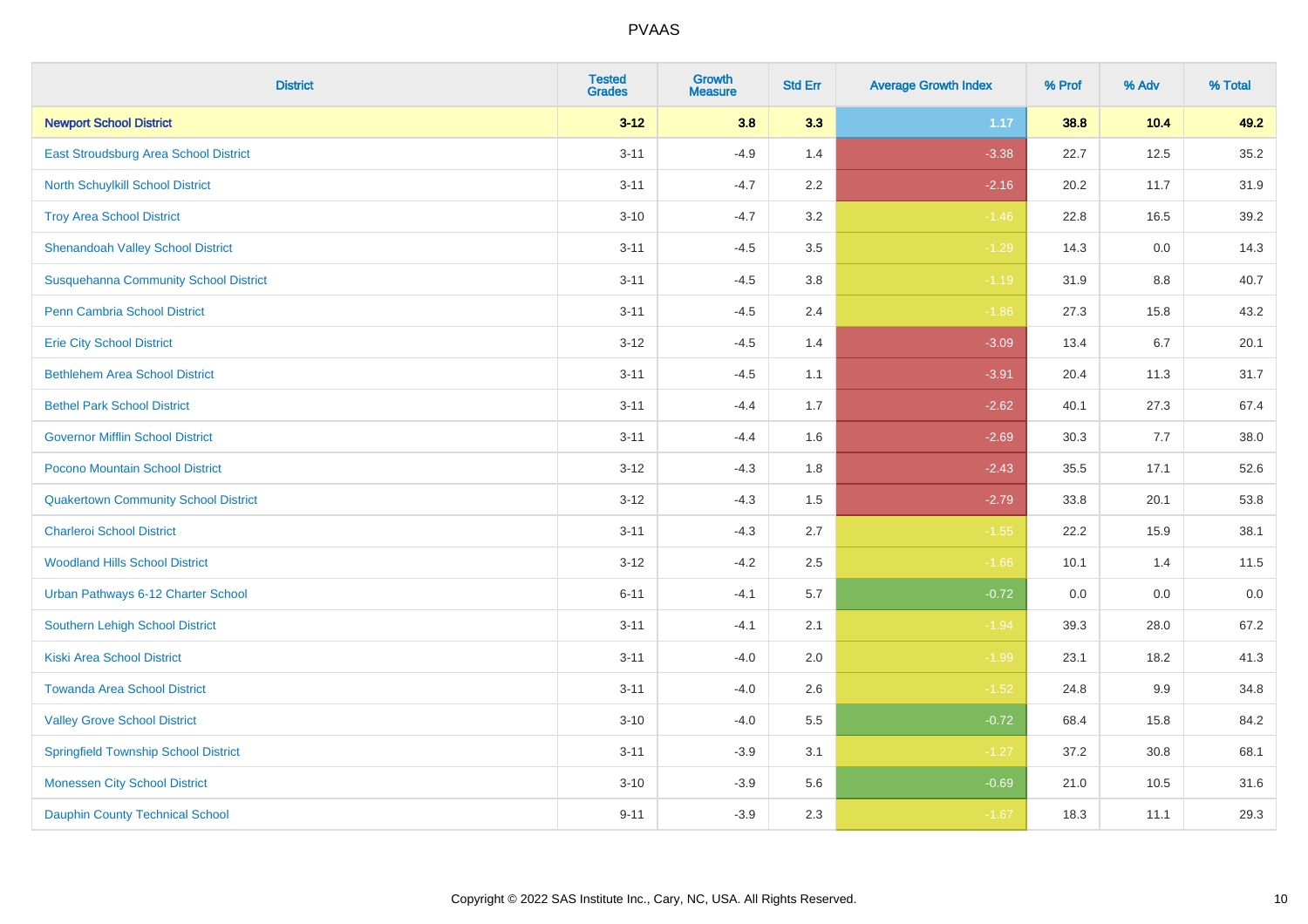# PVAAS

| District | Tested Grades | Growth Measure | Std Err | Average Growth Index | % Prof | % Adv | % Total |
|---|---|---|---|---|---|---|---|
| **Newport School District** | **3-12** | **3.8** | **3.3** | **1.17** | **38.8** | **10.4** | **49.2** |
| East Stroudsburg Area School District | 3-11 | -4.9 | 1.4 | -3.38 | 22.7 | 12.5 | 35.2 |
| North Schuylkill School District | 3-11 | -4.7 | 2.2 | -2.16 | 20.2 | 11.7 | 31.9 |
| Troy Area School District | 3-10 | -4.7 | 3.2 | -1.46 | 22.8 | 16.5 | 39.2 |
| Shenandoah Valley School District | 3-11 | -4.5 | 3.5 | -1.29 | 14.3 | 0.0 | 14.3 |
| Susquehanna Community School District | 3-11 | -4.5 | 3.8 | -1.19 | 31.9 | 8.8 | 40.7 |
| Penn Cambria School District | 3-11 | -4.5 | 2.4 | -1.86 | 27.3 | 15.8 | 43.2 |
| Erie City School District | 3-12 | -4.5 | 1.4 | -3.09 | 13.4 | 6.7 | 20.1 |
| Bethlehem Area School District | 3-11 | -4.5 | 1.1 | -3.91 | 20.4 | 11.3 | 31.7 |
| Bethel Park School District | 3-11 | -4.4 | 1.7 | -2.62 | 40.1 | 27.3 | 67.4 |
| Governor Mifflin School District | 3-11 | -4.4 | 1.6 | -2.69 | 30.3 | 7.7 | 38.0 |
| Pocono Mountain School District | 3-12 | -4.3 | 1.8 | -2.43 | 35.5 | 17.1 | 52.6 |
| Quakertown Community School District | 3-12 | -4.3 | 1.5 | -2.79 | 33.8 | 20.1 | 53.8 |
| Charleroi School District | 3-11 | -4.3 | 2.7 | -1.55 | 22.2 | 15.9 | 38.1 |
| Woodland Hills School District | 3-12 | -4.2 | 2.5 | -1.66 | 10.1 | 1.4 | 11.5 |
| Urban Pathways 6-12 Charter School | 6-11 | -4.1 | 5.7 | -0.72 | 0.0 | 0.0 | 0.0 |
| Southern Lehigh School District | 3-11 | -4.1 | 2.1 | -1.94 | 39.3 | 28.0 | 67.2 |
| Kiski Area School District | 3-11 | -4.0 | 2.0 | -1.99 | 23.1 | 18.2 | 41.3 |
| Towanda Area School District | 3-11 | -4.0 | 2.6 | -1.52 | 24.8 | 9.9 | 34.8 |
| Valley Grove School District | 3-10 | -4.0 | 5.5 | -0.72 | 68.4 | 15.8 | 84.2 |
| Springfield Township School District | 3-11 | -3.9 | 3.1 | -1.27 | 37.2 | 30.8 | 68.1 |
| Monessen City School District | 3-10 | -3.9 | 5.6 | -0.69 | 21.0 | 10.5 | 31.6 |
| Dauphin County Technical School | 9-11 | -3.9 | 2.3 | -1.67 | 18.3 | 11.1 | 29.3 |

Copyright © 2022 SAS Institute Inc., Cary, NC, USA. All Rights Reserved.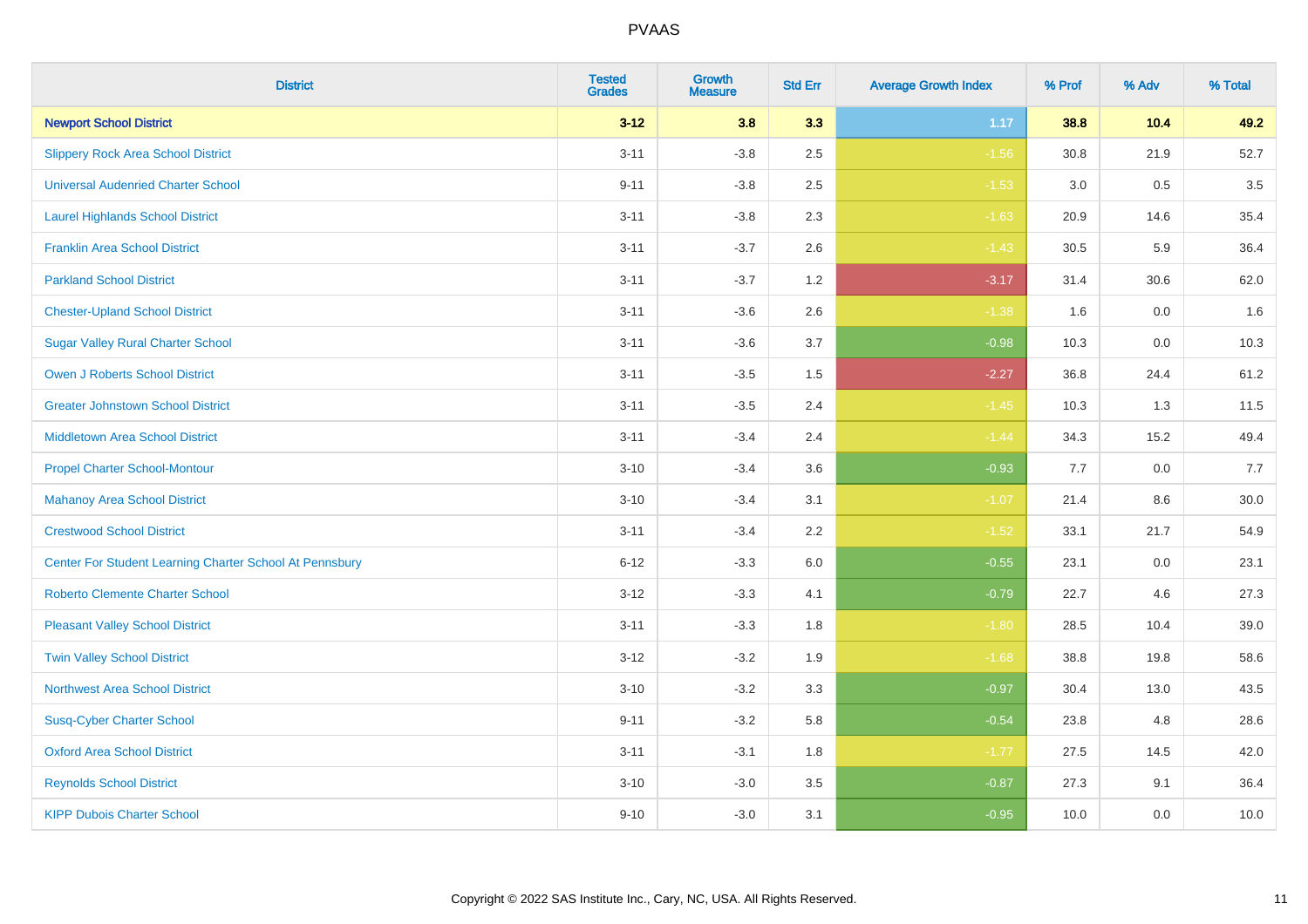# PVAAS

| District | Tested Grades | Growth Measure | Std Err | Average Growth Index | % Prof | % Adv | % Total |
|---|---|---|---|---|---|---|---|
| **Newport School District** | **3-12** | **3.8** | **3.3** | **1.17** | **38.8** | **10.4** | **49.2** |
| Slippery Rock Area School District | 3-11 | -3.8 | 2.5 | -1.56 | 30.8 | 21.9 | 52.7 |
| Universal Audenried Charter School | 9-11 | -3.8 | 2.5 | -1.53 | 3.0 | 0.5 | 3.5 |
| Laurel Highlands School District | 3-11 | -3.8 | 2.3 | -1.63 | 20.9 | 14.6 | 35.4 |
| Franklin Area School District | 3-11 | -3.7 | 2.6 | -1.43 | 30.5 | 5.9 | 36.4 |
| Parkland School District | 3-11 | -3.7 | 1.2 | -3.17 | 31.4 | 30.6 | 62.0 |
| Chester-Upland School District | 3-11 | -3.6 | 2.6 | -1.38 | 1.6 | 0.0 | 1.6 |
| Sugar Valley Rural Charter School | 3-11 | -3.6 | 3.7 | -0.98 | 10.3 | 0.0 | 10.3 |
| Owen J Roberts School District | 3-11 | -3.5 | 1.5 | -2.27 | 36.8 | 24.4 | 61.2 |
| Greater Johnstown School District | 3-11 | -3.5 | 2.4 | -1.45 | 10.3 | 1.3 | 11.5 |
| Middletown Area School District | 3-11 | -3.4 | 2.4 | -1.44 | 34.3 | 15.2 | 49.4 |
| Propel Charter School-Montour | 3-10 | -3.4 | 3.6 | -0.93 | 7.7 | 0.0 | 7.7 |
| Mahanoy Area School District | 3-10 | -3.4 | 3.1 | -1.07 | 21.4 | 8.6 | 30.0 |
| Crestwood School District | 3-11 | -3.4 | 2.2 | -1.52 | 33.1 | 21.7 | 54.9 |
| Center For Student Learning Charter School At Pennsbury | 6-12 | -3.3 | 6.0 | -0.55 | 23.1 | 0.0 | 23.1 |
| Roberto Clemente Charter School | 3-12 | -3.3 | 4.1 | -0.79 | 22.7 | 4.6 | 27.3 |
| Pleasant Valley School District | 3-11 | -3.3 | 1.8 | -1.80 | 28.5 | 10.4 | 39.0 |
| Twin Valley School District | 3-12 | -3.2 | 1.9 | -1.68 | 38.8 | 19.8 | 58.6 |
| Northwest Area School District | 3-10 | -3.2 | 3.3 | -0.97 | 30.4 | 13.0 | 43.5 |
| Susq-Cyber Charter School | 9-11 | -3.2 | 5.8 | -0.54 | 23.8 | 4.8 | 28.6 |
| Oxford Area School District | 3-11 | -3.1 | 1.8 | -1.77 | 27.5 | 14.5 | 42.0 |
| Reynolds School District | 3-10 | -3.0 | 3.5 | -0.87 | 27.3 | 9.1 | 36.4 |
| KIPP Dubois Charter School | 9-10 | -3.0 | 3.1 | -0.95 | 10.0 | 0.0 | 10.0 |

Copyright © 2022 SAS Institute Inc., Cary, NC, USA. All Rights Reserved.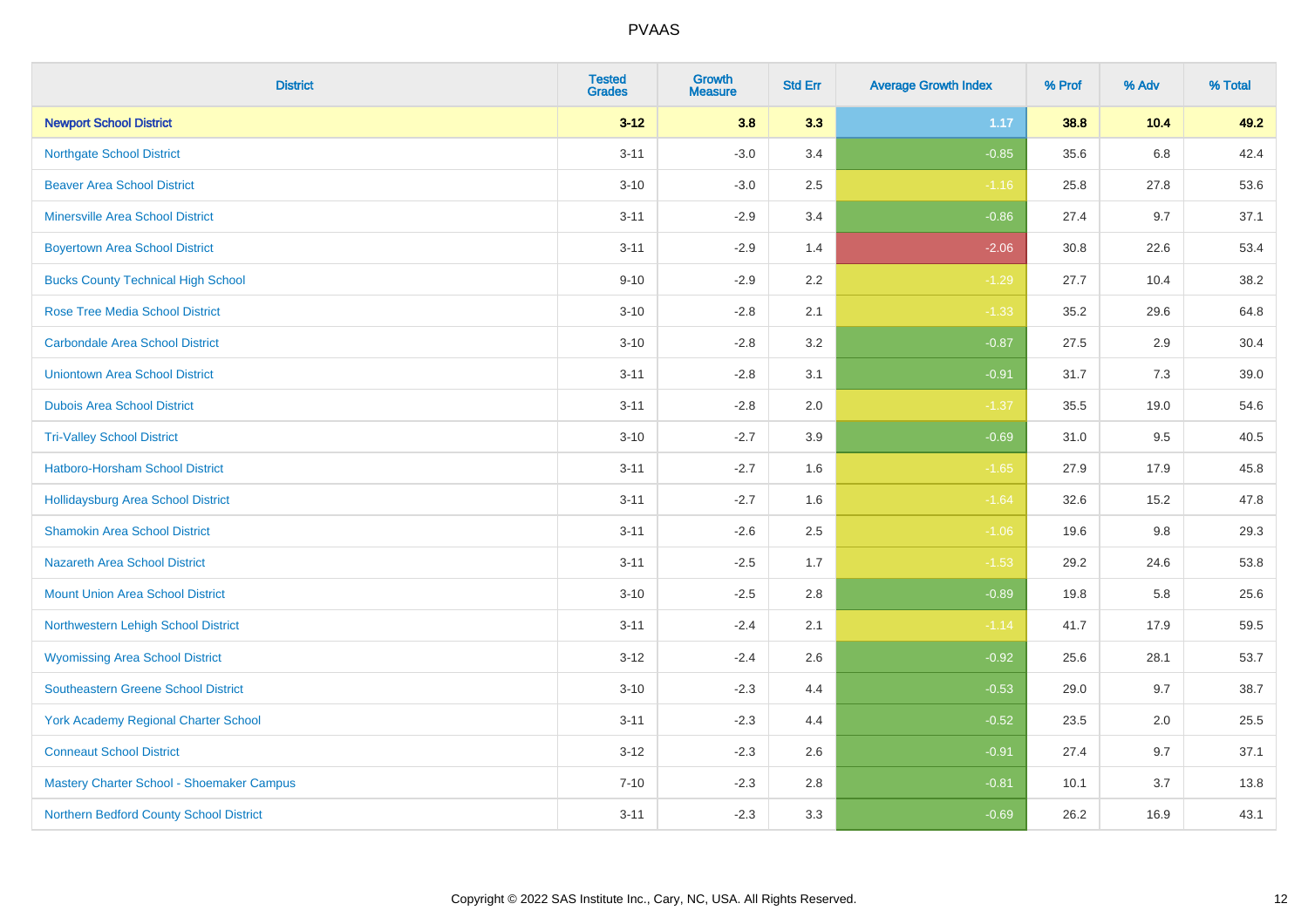| District | Tested Grades | Growth Measure | Std Err | Average Growth Index | % Prof | % Adv | % Total |
|---|---|---|---|---|---|---|---|
| **Newport School District** | **3-12** | **3.8** | **3.3** | **1.17** | **38.8** | **10.4** | **49.2** |
| Northgate School District | 3-11 | -3.0 | 3.4 | -0.85 | 35.6 | 6.8 | 42.4 |
| Beaver Area School District | 3-10 | -3.0 | 2.5 | -1.16 | 25.8 | 27.8 | 53.6 |
| Minersville Area School District | 3-11 | -2.9 | 3.4 | -0.86 | 27.4 | 9.7 | 37.1 |
| Boyertown Area School District | 3-11 | -2.9 | 1.4 | -2.06 | 30.8 | 22.6 | 53.4 |
| Bucks County Technical High School | 9-10 | -2.9 | 2.2 | -1.29 | 27.7 | 10.4 | 38.2 |
| Rose Tree Media School District | 3-10 | -2.8 | 2.1 | -1.33 | 35.2 | 29.6 | 64.8 |
| Carbondale Area School District | 3-10 | -2.8 | 3.2 | -0.87 | 27.5 | 2.9 | 30.4 |
| Uniontown Area School District | 3-11 | -2.8 | 3.1 | -0.91 | 31.7 | 7.3 | 39.0 |
| Dubois Area School District | 3-11 | -2.8 | 2.0 | -1.37 | 35.5 | 19.0 | 54.6 |
| Tri-Valley School District | 3-10 | -2.7 | 3.9 | -0.69 | 31.0 | 9.5 | 40.5 |
| Hatboro-Horsham School District | 3-11 | -2.7 | 1.6 | -1.65 | 27.9 | 17.9 | 45.8 |
| Hollidaysburg Area School District | 3-11 | -2.7 | 1.6 | -1.64 | 32.6 | 15.2 | 47.8 |
| Shamokin Area School District | 3-11 | -2.6 | 2.5 | -1.06 | 19.6 | 9.8 | 29.3 |
| Nazareth Area School District | 3-11 | -2.5 | 1.7 | -1.53 | 29.2 | 24.6 | 53.8 |
| Mount Union Area School District | 3-10 | -2.5 | 2.8 | -0.89 | 19.8 | 5.8 | 25.6 |
| Northwestern Lehigh School District | 3-11 | -2.4 | 2.1 | -1.14 | 41.7 | 17.9 | 59.5 |
| Wyomissing Area School District | 3-12 | -2.4 | 2.6 | -0.92 | 25.6 | 28.1 | 53.7 |
| Southeastern Greene School District | 3-10 | -2.3 | 4.4 | -0.53 | 29.0 | 9.7 | 38.7 |
| York Academy Regional Charter School | 3-11 | -2.3 | 4.4 | -0.52 | 23.5 | 2.0 | 25.5 |
| Conneaut School District | 3-12 | -2.3 | 2.6 | -0.91 | 27.4 | 9.7 | 37.1 |
| Mastery Charter School - Shoemaker Campus | 7-10 | -2.3 | 2.8 | -0.81 | 10.1 | 3.7 | 13.8 |
| Northern Bedford County School District | 3-11 | -2.3 | 3.3 | -0.69 | 26.2 | 16.9 | 43.1 |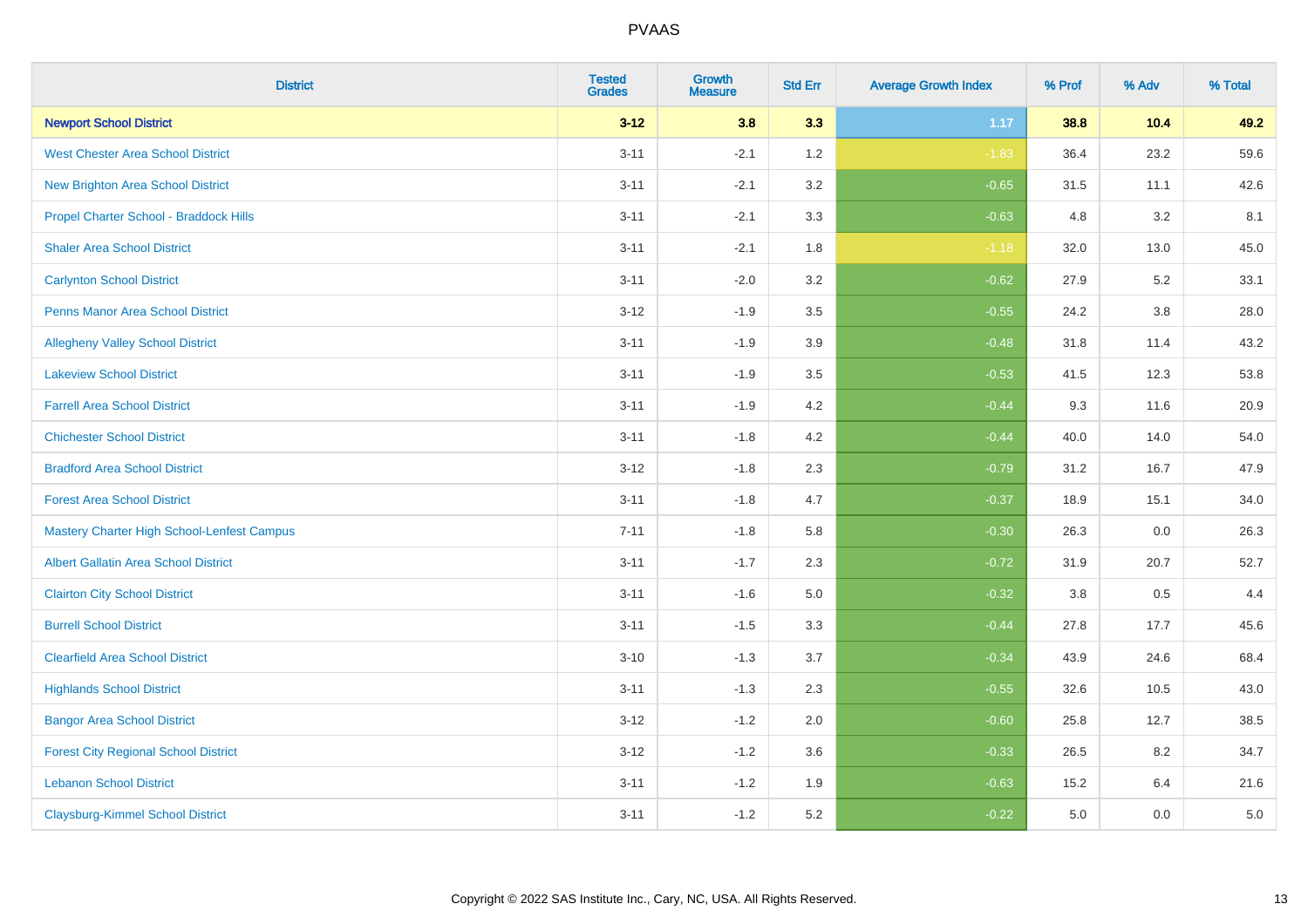# PVAAS

| District | Tested Grades | Growth Measure | Std Err | Average Growth Index | % Prof | % Adv | % Total |
|---|---|---|---|---|---|---|---|
| **Newport School District** | **3-12** | **3.8** | **3.3** | **1.17** | **38.8** | **10.4** | **49.2** |
| West Chester Area School District | 3-11 | -2.1 | 1.2 | -1.83 | 36.4 | 23.2 | 59.6 |
| New Brighton Area School District | 3-11 | -2.1 | 3.2 | -0.65 | 31.5 | 11.1 | 42.6 |
| Propel Charter School - Braddock Hills | 3-11 | -2.1 | 3.3 | -0.63 | 4.8 | 3.2 | 8.1 |
| Shaler Area School District | 3-11 | -2.1 | 1.8 | -1.18 | 32.0 | 13.0 | 45.0 |
| Carlynton School District | 3-11 | -2.0 | 3.2 | -0.62 | 27.9 | 5.2 | 33.1 |
| Penns Manor Area School District | 3-12 | -1.9 | 3.5 | -0.55 | 24.2 | 3.8 | 28.0 |
| Allegheny Valley School District | 3-11 | -1.9 | 3.9 | -0.48 | 31.8 | 11.4 | 43.2 |
| Lakeview School District | 3-11 | -1.9 | 3.5 | -0.53 | 41.5 | 12.3 | 53.8 |
| Farrell Area School District | 3-11 | -1.9 | 4.2 | -0.44 | 9.3 | 11.6 | 20.9 |
| Chichester School District | 3-11 | -1.8 | 4.2 | -0.44 | 40.0 | 14.0 | 54.0 |
| Bradford Area School District | 3-12 | -1.8 | 2.3 | -0.79 | 31.2 | 16.7 | 47.9 |
| Forest Area School District | 3-11 | -1.8 | 4.7 | -0.37 | 18.9 | 15.1 | 34.0 |
| Mastery Charter High School-Lenfest Campus | 7-11 | -1.8 | 5.8 | -0.30 | 26.3 | 0.0 | 26.3 |
| Albert Gallatin Area School District | 3-11 | -1.7 | 2.3 | -0.72 | 31.9 | 20.7 | 52.7 |
| Clairton City School District | 3-11 | -1.6 | 5.0 | -0.32 | 3.8 | 0.5 | 4.4 |
| Burrell School District | 3-11 | -1.5 | 3.3 | -0.44 | 27.8 | 17.7 | 45.6 |
| Clearfield Area School District | 3-10 | -1.3 | 3.7 | -0.34 | 43.9 | 24.6 | 68.4 |
| Highlands School District | 3-11 | -1.3 | 2.3 | -0.55 | 32.6 | 10.5 | 43.0 |
| Bangor Area School District | 3-12 | -1.2 | 2.0 | -0.60 | 25.8 | 12.7 | 38.5 |
| Forest City Regional School District | 3-12 | -1.2 | 3.6 | -0.33 | 26.5 | 8.2 | 34.7 |
| Lebanon School District | 3-11 | -1.2 | 1.9 | -0.63 | 15.2 | 6.4 | 21.6 |
| Claysburg-Kimmel School District | 3-11 | -1.2 | 5.2 | -0.22 | 5.0 | 0.0 | 5.0 |

Copyright © 2022 SAS Institute Inc., Cary, NC, USA. All Rights Reserved.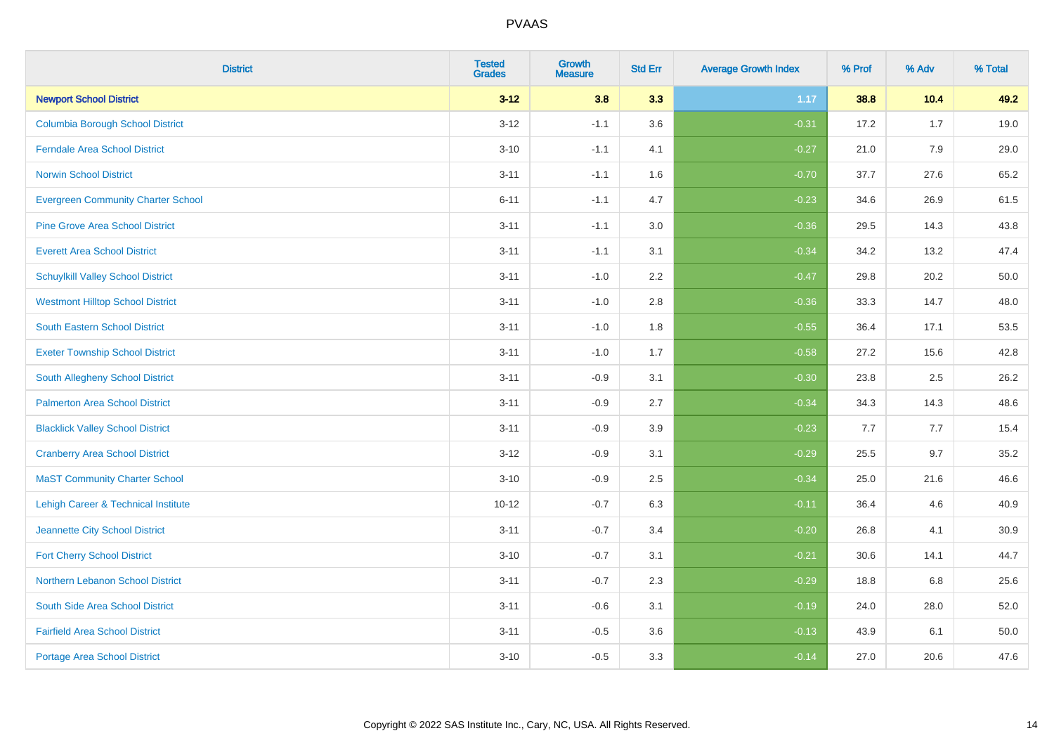| District | Tested Grades | Growth Measure | Std Err | Average Growth Index | % Prof | % Adv | % Total |
|---|---|---|---|---|---|---|---|
| **Newport School District** | **3-12** | **3.8** | **3.3** | **1.17** | **38.8** | **10.4** | **49.2** |
| Columbia Borough School District | 3-12 | -1.1 | 3.6 | -0.31 | 17.2 | 1.7 | 19.0 |
| Ferndale Area School District | 3-10 | -1.1 | 4.1 | -0.27 | 21.0 | 7.9 | 29.0 |
| Norwin School District | 3-11 | -1.1 | 1.6 | -0.70 | 37.7 | 27.6 | 65.2 |
| Evergreen Community Charter School | 6-11 | -1.1 | 4.7 | -0.23 | 34.6 | 26.9 | 61.5 |
| Pine Grove Area School District | 3-11 | -1.1 | 3.0 | -0.36 | 29.5 | 14.3 | 43.8 |
| Everett Area School District | 3-11 | -1.1 | 3.1 | -0.34 | 34.2 | 13.2 | 47.4 |
| Schuylkill Valley School District | 3-11 | -1.0 | 2.2 | -0.47 | 29.8 | 20.2 | 50.0 |
| Westmont Hilltop School District | 3-11 | -1.0 | 2.8 | -0.36 | 33.3 | 14.7 | 48.0 |
| South Eastern School District | 3-11 | -1.0 | 1.8 | -0.55 | 36.4 | 17.1 | 53.5 |
| Exeter Township School District | 3-11 | -1.0 | 1.7 | -0.58 | 27.2 | 15.6 | 42.8 |
| South Allegheny School District | 3-11 | -0.9 | 3.1 | -0.30 | 23.8 | 2.5 | 26.2 |
| Palmerton Area School District | 3-11 | -0.9 | 2.7 | -0.34 | 34.3 | 14.3 | 48.6 |
| Blacklick Valley School District | 3-11 | -0.9 | 3.9 | -0.23 | 7.7 | 7.7 | 15.4 |
| Cranberry Area School District | 3-12 | -0.9 | 3.1 | -0.29 | 25.5 | 9.7 | 35.2 |
| MaST Community Charter School | 3-10 | -0.9 | 2.5 | -0.34 | 25.0 | 21.6 | 46.6 |
| Lehigh Career & Technical Institute | 10-12 | -0.7 | 6.3 | -0.11 | 36.4 | 4.6 | 40.9 |
| Jeannette City School District | 3-11 | -0.7 | 3.4 | -0.20 | 26.8 | 4.1 | 30.9 |
| Fort Cherry School District | 3-10 | -0.7 | 3.1 | -0.21 | 30.6 | 14.1 | 44.7 |
| Northern Lebanon School District | 3-11 | -0.7 | 2.3 | -0.29 | 18.8 | 6.8 | 25.6 |
| South Side Area School District | 3-11 | -0.6 | 3.1 | -0.19 | 24.0 | 28.0 | 52.0 |
| Fairfield Area School District | 3-11 | -0.5 | 3.6 | -0.13 | 43.9 | 6.1 | 50.0 |
| Portage Area School District | 3-10 | -0.5 | 3.3 | -0.14 | 27.0 | 20.6 | 47.6 |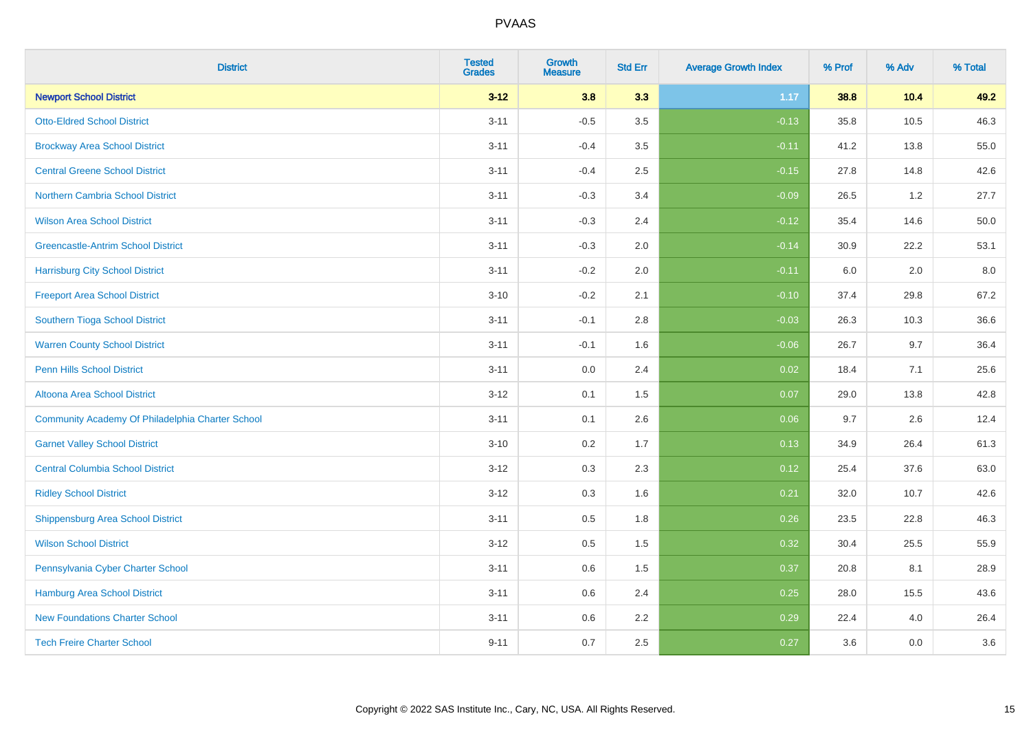# PVAAS

| District | Tested Grades | Growth Measure | Std Err | Average Growth Index | % Prof | % Adv | % Total |
|---|---|---|---|---|---|---|---|
| **Newport School District** | **3-12** | **3.8** | **3.3** | **1.17** | **38.8** | **10.4** | **49.2** |
| Otto-Eldred School District | 3-11 | -0.5 | 3.5 | -0.13 | 35.8 | 10.5 | 46.3 |
| Brockway Area School District | 3-11 | -0.4 | 3.5 | -0.11 | 41.2 | 13.8 | 55.0 |
| Central Greene School District | 3-11 | -0.4 | 2.5 | -0.15 | 27.8 | 14.8 | 42.6 |
| Northern Cambria School District | 3-11 | -0.3 | 3.4 | -0.09 | 26.5 | 1.2 | 27.7 |
| Wilson Area School District | 3-11 | -0.3 | 2.4 | -0.12 | 35.4 | 14.6 | 50.0 |
| Greencastle-Antrim School District | 3-11 | -0.3 | 2.0 | -0.14 | 30.9 | 22.2 | 53.1 |
| Harrisburg City School District | 3-11 | -0.2 | 2.0 | -0.11 | 6.0 | 2.0 | 8.0 |
| Freeport Area School District | 3-10 | -0.2 | 2.1 | -0.10 | 37.4 | 29.8 | 67.2 |
| Southern Tioga School District | 3-11 | -0.1 | 2.8 | -0.03 | 26.3 | 10.3 | 36.6 |
| Warren County School District | 3-11 | -0.1 | 1.6 | -0.06 | 26.7 | 9.7 | 36.4 |
| Penn Hills School District | 3-11 | 0.0 | 2.4 | 0.02 | 18.4 | 7.1 | 25.6 |
| Altoona Area School District | 3-12 | 0.1 | 1.5 | 0.07 | 29.0 | 13.8 | 42.8 |
| Community Academy Of Philadelphia Charter School | 3-11 | 0.1 | 2.6 | 0.06 | 9.7 | 2.6 | 12.4 |
| Garnet Valley School District | 3-10 | 0.2 | 1.7 | 0.13 | 34.9 | 26.4 | 61.3 |
| Central Columbia School District | 3-12 | 0.3 | 2.3 | 0.12 | 25.4 | 37.6 | 63.0 |
| Ridley School District | 3-12 | 0.3 | 1.6 | 0.21 | 32.0 | 10.7 | 42.6 |
| Shippensburg Area School District | 3-11 | 0.5 | 1.8 | 0.26 | 23.5 | 22.8 | 46.3 |
| Wilson School District | 3-12 | 0.5 | 1.5 | 0.32 | 30.4 | 25.5 | 55.9 |
| Pennsylvania Cyber Charter School | 3-11 | 0.6 | 1.5 | 0.37 | 20.8 | 8.1 | 28.9 |
| Hamburg Area School District | 3-11 | 0.6 | 2.4 | 0.25 | 28.0 | 15.5 | 43.6 |
| New Foundations Charter School | 3-11 | 0.6 | 2.2 | 0.29 | 22.4 | 4.0 | 26.4 |
| Tech Freire Charter School | 9-11 | 0.7 | 2.5 | 0.27 | 3.6 | 0.0 | 3.6 |

Copyright © 2022 SAS Institute Inc., Cary, NC, USA. All Rights Reserved.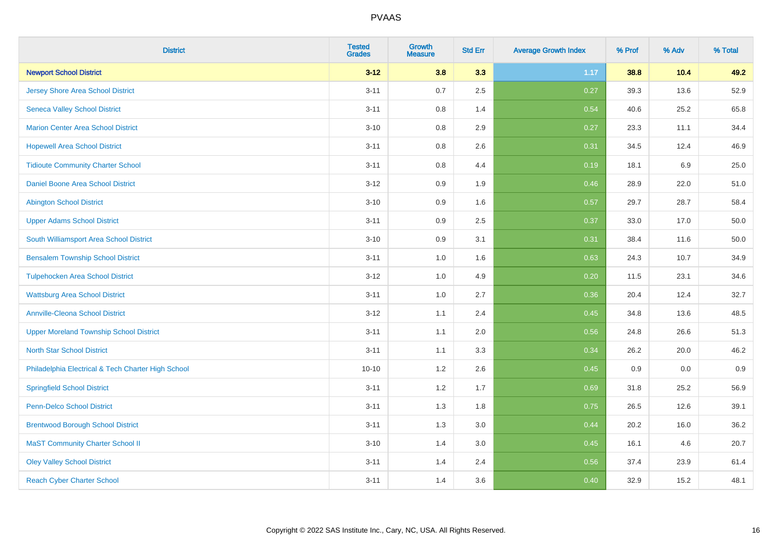| District | Tested Grades | Growth Measure | Std Err | Average Growth Index | % Prof | % Adv | % Total |
|---|---|---|---|---|---|---|---|
| **Newport School District** | **3-12** | **3.8** | **3.3** | **1.17** | **38.8** | **10.4** | **49.2** |
| Jersey Shore Area School District | 3-11 | 0.7 | 2.5 | 0.27 | 39.3 | 13.6 | 52.9 |
| Seneca Valley School District | 3-11 | 0.8 | 1.4 | 0.54 | 40.6 | 25.2 | 65.8 |
| Marion Center Area School District | 3-10 | 0.8 | 2.9 | 0.27 | 23.3 | 11.1 | 34.4 |
| Hopewell Area School District | 3-11 | 0.8 | 2.6 | 0.31 | 34.5 | 12.4 | 46.9 |
| Tidioute Community Charter School | 3-11 | 0.8 | 4.4 | 0.19 | 18.1 | 6.9 | 25.0 |
| Daniel Boone Area School District | 3-12 | 0.9 | 1.9 | 0.46 | 28.9 | 22.0 | 51.0 |
| Abington School District | 3-10 | 0.9 | 1.6 | 0.57 | 29.7 | 28.7 | 58.4 |
| Upper Adams School District | 3-11 | 0.9 | 2.5 | 0.37 | 33.0 | 17.0 | 50.0 |
| South Williamsport Area School District | 3-10 | 0.9 | 3.1 | 0.31 | 38.4 | 11.6 | 50.0 |
| Bensalem Township School District | 3-11 | 1.0 | 1.6 | 0.63 | 24.3 | 10.7 | 34.9 |
| Tulpehocken Area School District | 3-12 | 1.0 | 4.9 | 0.20 | 11.5 | 23.1 | 34.6 |
| Wattsburg Area School District | 3-11 | 1.0 | 2.7 | 0.36 | 20.4 | 12.4 | 32.7 |
| Annville-Cleona School District | 3-12 | 1.1 | 2.4 | 0.45 | 34.8 | 13.6 | 48.5 |
| Upper Moreland Township School District | 3-11 | 1.1 | 2.0 | 0.56 | 24.8 | 26.6 | 51.3 |
| North Star School District | 3-11 | 1.1 | 3.3 | 0.34 | 26.2 | 20.0 | 46.2 |
| Philadelphia Electrical & Tech Charter High School | 10-10 | 1.2 | 2.6 | 0.45 | 0.9 | 0.0 | 0.9 |
| Springfield School District | 3-11 | 1.2 | 1.7 | 0.69 | 31.8 | 25.2 | 56.9 |
| Penn-Delco School District | 3-11 | 1.3 | 1.8 | 0.75 | 26.5 | 12.6 | 39.1 |
| Brentwood Borough School District | 3-11 | 1.3 | 3.0 | 0.44 | 20.2 | 16.0 | 36.2 |
| MaST Community Charter School II | 3-10 | 1.4 | 3.0 | 0.45 | 16.1 | 4.6 | 20.7 |
| Oley Valley School District | 3-11 | 1.4 | 2.4 | 0.56 | 37.4 | 23.9 | 61.4 |
| Reach Cyber Charter School | 3-11 | 1.4 | 3.6 | 0.40 | 32.9 | 15.2 | 48.1 |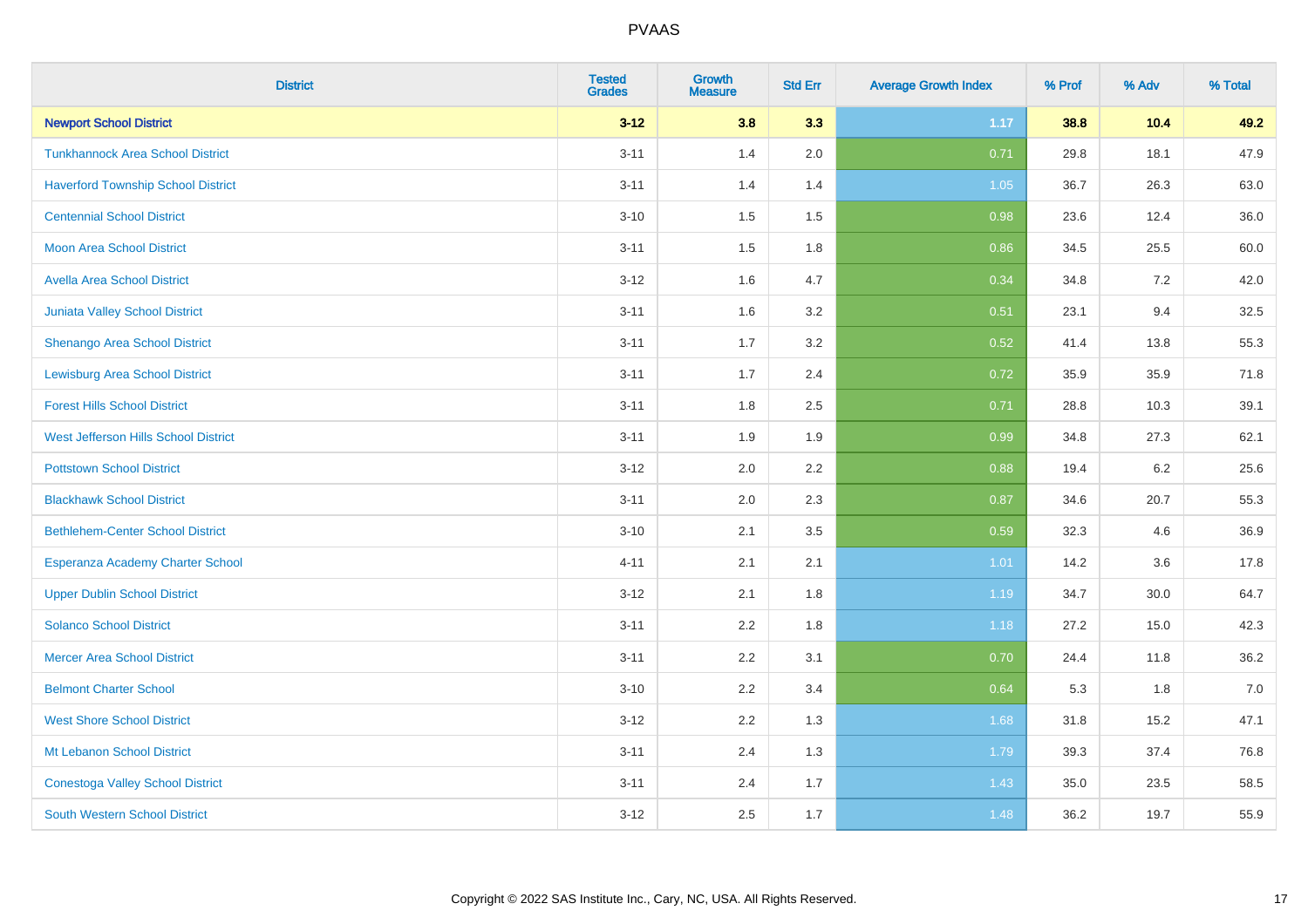| District | Tested Grades | Growth Measure | Std Err | Average Growth Index | % Prof | % Adv | % Total |
|---|---|---|---|---|---|---|---|
| **Newport School District** | **3-12** | **3.8** | **3.3** | **1.17** | **38.8** | **10.4** | **49.2** |
| Tunkhannock Area School District | 3-11 | 1.4 | 2.0 | 0.71 | 29.8 | 18.1 | 47.9 |
| Haverford Township School District | 3-11 | 1.4 | 1.4 | 1.05 | 36.7 | 26.3 | 63.0 |
| Centennial School District | 3-10 | 1.5 | 1.5 | 0.98 | 23.6 | 12.4 | 36.0 |
| Moon Area School District | 3-11 | 1.5 | 1.8 | 0.86 | 34.5 | 25.5 | 60.0 |
| Avella Area School District | 3-12 | 1.6 | 4.7 | 0.34 | 34.8 | 7.2 | 42.0 |
| Juniata Valley School District | 3-11 | 1.6 | 3.2 | 0.51 | 23.1 | 9.4 | 32.5 |
| Shenango Area School District | 3-11 | 1.7 | 3.2 | 0.52 | 41.4 | 13.8 | 55.3 |
| Lewisburg Area School District | 3-11 | 1.7 | 2.4 | 0.72 | 35.9 | 35.9 | 71.8 |
| Forest Hills School District | 3-11 | 1.8 | 2.5 | 0.71 | 28.8 | 10.3 | 39.1 |
| West Jefferson Hills School District | 3-11 | 1.9 | 1.9 | 0.99 | 34.8 | 27.3 | 62.1 |
| Pottstown School District | 3-12 | 2.0 | 2.2 | 0.88 | 19.4 | 6.2 | 25.6 |
| Blackhawk School District | 3-11 | 2.0 | 2.3 | 0.87 | 34.6 | 20.7 | 55.3 |
| Bethlehem-Center School District | 3-10 | 2.1 | 3.5 | 0.59 | 32.3 | 4.6 | 36.9 |
| Esperanza Academy Charter School | 4-11 | 2.1 | 2.1 | 1.01 | 14.2 | 3.6 | 17.8 |
| Upper Dublin School District | 3-12 | 2.1 | 1.8 | 1.19 | 34.7 | 30.0 | 64.7 |
| Solanco School District | 3-11 | 2.2 | 1.8 | 1.18 | 27.2 | 15.0 | 42.3 |
| Mercer Area School District | 3-11 | 2.2 | 3.1 | 0.70 | 24.4 | 11.8 | 36.2 |
| Belmont Charter School | 3-10 | 2.2 | 3.4 | 0.64 | 5.3 | 1.8 | 7.0 |
| West Shore School District | 3-12 | 2.2 | 1.3 | 1.68 | 31.8 | 15.2 | 47.1 |
| Mt Lebanon School District | 3-11 | 2.4 | 1.3 | 1.79 | 39.3 | 37.4 | 76.8 |
| Conestoga Valley School District | 3-11 | 2.4 | 1.7 | 1.43 | 35.0 | 23.5 | 58.5 |
| South Western School District | 3-12 | 2.5 | 1.7 | 1.48 | 36.2 | 19.7 | 55.9 |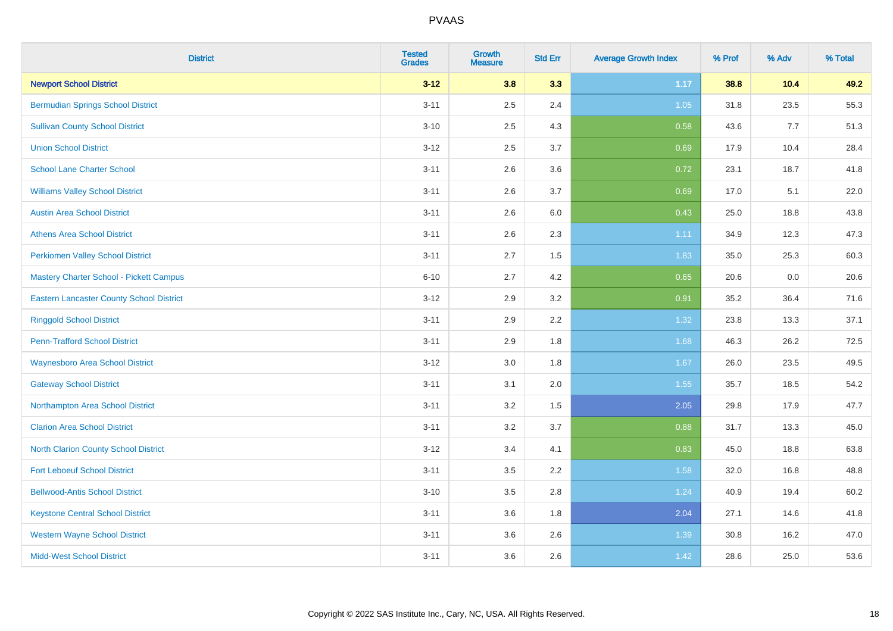# PVAAS

| District | Tested Grades | Growth Measure | Std Err | Average Growth Index | % Prof | % Adv | % Total |
|---|---|---|---|---|---|---|---|
| **Newport School District** | **3-12** | **3.8** | **3.3** | **1.17** | **38.8** | **10.4** | **49.2** |
| Bermudian Springs School District | 3-11 | 2.5 | 2.4 | 1.05 | 31.8 | 23.5 | 55.3 |
| Sullivan County School District | 3-10 | 2.5 | 4.3 | 0.58 | 43.6 | 7.7 | 51.3 |
| Union School District | 3-12 | 2.5 | 3.7 | 0.69 | 17.9 | 10.4 | 28.4 |
| School Lane Charter School | 3-11 | 2.6 | 3.6 | 0.72 | 23.1 | 18.7 | 41.8 |
| Williams Valley School District | 3-11 | 2.6 | 3.7 | 0.69 | 17.0 | 5.1 | 22.0 |
| Austin Area School District | 3-11 | 2.6 | 6.0 | 0.43 | 25.0 | 18.8 | 43.8 |
| Athens Area School District | 3-11 | 2.6 | 2.3 | 1.11 | 34.9 | 12.3 | 47.3 |
| Perkiomen Valley School District | 3-11 | 2.7 | 1.5 | 1.83 | 35.0 | 25.3 | 60.3 |
| Mastery Charter School - Pickett Campus | 6-10 | 2.7 | 4.2 | 0.65 | 20.6 | 0.0 | 20.6 |
| Eastern Lancaster County School District | 3-12 | 2.9 | 3.2 | 0.91 | 35.2 | 36.4 | 71.6 |
| Ringgold School District | 3-11 | 2.9 | 2.2 | 1.32 | 23.8 | 13.3 | 37.1 |
| Penn-Trafford School District | 3-11 | 2.9 | 1.8 | 1.68 | 46.3 | 26.2 | 72.5 |
| Waynesboro Area School District | 3-12 | 3.0 | 1.8 | 1.67 | 26.0 | 23.5 | 49.5 |
| Gateway School District | 3-11 | 3.1 | 2.0 | 1.55 | 35.7 | 18.5 | 54.2 |
| Northampton Area School District | 3-11 | 3.2 | 1.5 | 2.05 | 29.8 | 17.9 | 47.7 |
| Clarion Area School District | 3-11 | 3.2 | 3.7 | 0.88 | 31.7 | 13.3 | 45.0 |
| North Clarion County School District | 3-12 | 3.4 | 4.1 | 0.83 | 45.0 | 18.8 | 63.8 |
| Fort Leboeuf School District | 3-11 | 3.5 | 2.2 | 1.58 | 32.0 | 16.8 | 48.8 |
| Bellwood-Antis School District | 3-10 | 3.5 | 2.8 | 1.24 | 40.9 | 19.4 | 60.2 |
| Keystone Central School District | 3-11 | 3.6 | 1.8 | 2.04 | 27.1 | 14.6 | 41.8 |
| Western Wayne School District | 3-11 | 3.6 | 2.6 | 1.39 | 30.8 | 16.2 | 47.0 |
| Midd-West School District | 3-11 | 3.6 | 2.6 | 1.42 | 28.6 | 25.0 | 53.6 |

Copyright © 2022 SAS Institute Inc., Cary, NC, USA. All Rights Reserved.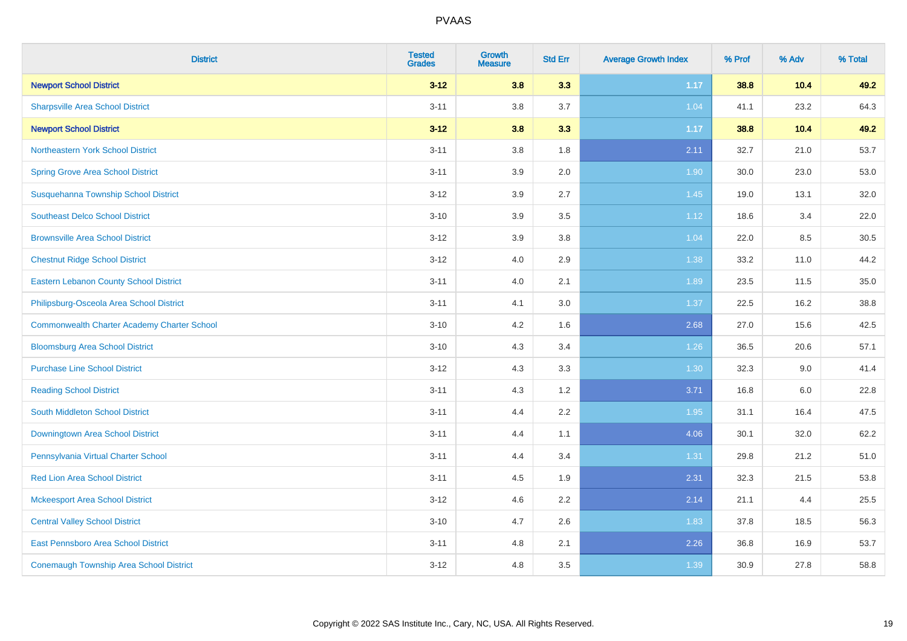# PVAAS

| District | Tested Grades | Growth Measure | Std Err | Average Growth Index | % Prof | % Adv | % Total |
|---|---|---|---|---|---|---|---|
| **Newport School District** | **3-12** | **3.8** | **3.3** | **1.17** | **38.8** | **10.4** | **49.2** |
| Sharpsville Area School District | 3-11 | 3.8 | 3.7 | 1.04 | 41.1 | 23.2 | 64.3 |
| **Newport School District** | **3-12** | **3.8** | **3.3** | **1.17** | **38.8** | **10.4** | **49.2** |
| Northeastern York School District | 3-11 | 3.8 | 1.8 | 2.11 | 32.7 | 21.0 | 53.7 |
| Spring Grove Area School District | 3-11 | 3.9 | 2.0 | 1.90 | 30.0 | 23.0 | 53.0 |
| Susquehanna Township School District | 3-12 | 3.9 | 2.7 | 1.45 | 19.0 | 13.1 | 32.0 |
| Southeast Delco School District | 3-10 | 3.9 | 3.5 | 1.12 | 18.6 | 3.4 | 22.0 |
| Brownsville Area School District | 3-12 | 3.9 | 3.8 | 1.04 | 22.0 | 8.5 | 30.5 |
| Chestnut Ridge School District | 3-12 | 4.0 | 2.9 | 1.38 | 33.2 | 11.0 | 44.2 |
| Eastern Lebanon County School District | 3-11 | 4.0 | 2.1 | 1.89 | 23.5 | 11.5 | 35.0 |
| Philipsburg-Osceola Area School District | 3-11 | 4.1 | 3.0 | 1.37 | 22.5 | 16.2 | 38.8 |
| Commonwealth Charter Academy Charter School | 3-10 | 4.2 | 1.6 | 2.68 | 27.0 | 15.6 | 42.5 |
| Bloomsburg Area School District | 3-10 | 4.3 | 3.4 | 1.26 | 36.5 | 20.6 | 57.1 |
| Purchase Line School District | 3-12 | 4.3 | 3.3 | 1.30 | 32.3 | 9.0 | 41.4 |
| Reading School District | 3-11 | 4.3 | 1.2 | 3.71 | 16.8 | 6.0 | 22.8 |
| South Middleton School District | 3-11 | 4.4 | 2.2 | 1.95 | 31.1 | 16.4 | 47.5 |
| Downingtown Area School District | 3-11 | 4.4 | 1.1 | 4.06 | 30.1 | 32.0 | 62.2 |
| Pennsylvania Virtual Charter School | 3-11 | 4.4 | 3.4 | 1.31 | 29.8 | 21.2 | 51.0 |
| Red Lion Area School District | 3-11 | 4.5 | 1.9 | 2.31 | 32.3 | 21.5 | 53.8 |
| Mckeesport Area School District | 3-12 | 4.6 | 2.2 | 2.14 | 21.1 | 4.4 | 25.5 |
| Central Valley School District | 3-10 | 4.7 | 2.6 | 1.83 | 37.8 | 18.5 | 56.3 |
| East Pennsboro Area School District | 3-11 | 4.8 | 2.1 | 2.26 | 36.8 | 16.9 | 53.7 |
| Conemaugh Township Area School District | 3-12 | 4.8 | 3.5 | 1.39 | 30.9 | 27.8 | 58.8 |

Copyright © 2022 SAS Institute Inc., Cary, NC, USA. All Rights Reserved.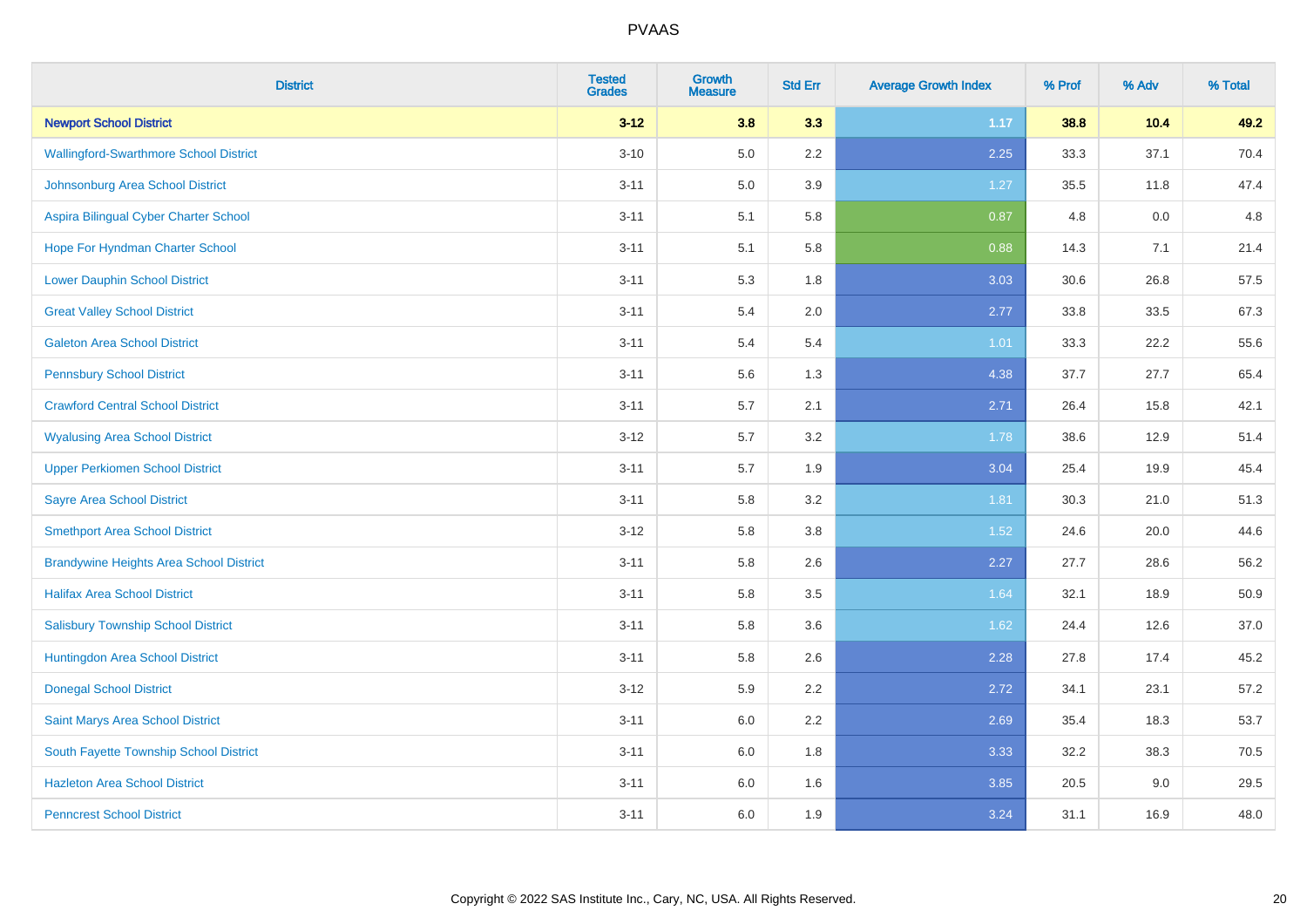PVAAS

| District | Tested Grades | Growth Measure | Std Err | Average Growth Index | % Prof | % Adv | % Total |
|---|---|---|---|---|---|---|---|
| **Newport School District** | **3-12** | **3.8** | **3.3** | **1.17** | **38.8** | **10.4** | **49.2** |
| Wallingford-Swarthmore School District | 3-10 | 5.0 | 2.2 | 2.25 | 33.3 | 37.1 | 70.4 |
| Johnsonburg Area School District | 3-11 | 5.0 | 3.9 | 1.27 | 35.5 | 11.8 | 47.4 |
| Aspira Bilingual Cyber Charter School | 3-11 | 5.1 | 5.8 | 0.87 | 4.8 | 0.0 | 4.8 |
| Hope For Hyndman Charter School | 3-11 | 5.1 | 5.8 | 0.88 | 14.3 | 7.1 | 21.4 |
| Lower Dauphin School District | 3-11 | 5.3 | 1.8 | 3.03 | 30.6 | 26.8 | 57.5 |
| Great Valley School District | 3-11 | 5.4 | 2.0 | 2.77 | 33.8 | 33.5 | 67.3 |
| Galeton Area School District | 3-11 | 5.4 | 5.4 | 1.01 | 33.3 | 22.2 | 55.6 |
| Pennsbury School District | 3-11 | 5.6 | 1.3 | 4.38 | 37.7 | 27.7 | 65.4 |
| Crawford Central School District | 3-11 | 5.7 | 2.1 | 2.71 | 26.4 | 15.8 | 42.1 |
| Wyalusing Area School District | 3-12 | 5.7 | 3.2 | 1.78 | 38.6 | 12.9 | 51.4 |
| Upper Perkiomen School District | 3-11 | 5.7 | 1.9 | 3.04 | 25.4 | 19.9 | 45.4 |
| Sayre Area School District | 3-11 | 5.8 | 3.2 | 1.81 | 30.3 | 21.0 | 51.3 |
| Smethport Area School District | 3-12 | 5.8 | 3.8 | 1.52 | 24.6 | 20.0 | 44.6 |
| Brandywine Heights Area School District | 3-11 | 5.8 | 2.6 | 2.27 | 27.7 | 28.6 | 56.2 |
| Halifax Area School District | 3-11 | 5.8 | 3.5 | 1.64 | 32.1 | 18.9 | 50.9 |
| Salisbury Township School District | 3-11 | 5.8 | 3.6 | 1.62 | 24.4 | 12.6 | 37.0 |
| Huntingdon Area School District | 3-11 | 5.8 | 2.6 | 2.28 | 27.8 | 17.4 | 45.2 |
| Donegal School District | 3-12 | 5.9 | 2.2 | 2.72 | 34.1 | 23.1 | 57.2 |
| Saint Marys Area School District | 3-11 | 6.0 | 2.2 | 2.69 | 35.4 | 18.3 | 53.7 |
| South Fayette Township School District | 3-11 | 6.0 | 1.8 | 3.33 | 32.2 | 38.3 | 70.5 |
| Hazleton Area School District | 3-11 | 6.0 | 1.6 | 3.85 | 20.5 | 9.0 | 29.5 |
| Penncrest School District | 3-11 | 6.0 | 1.9 | 3.24 | 31.1 | 16.9 | 48.0 |

Copyright © 2022 SAS Institute Inc., Cary, NC, USA. All Rights Reserved.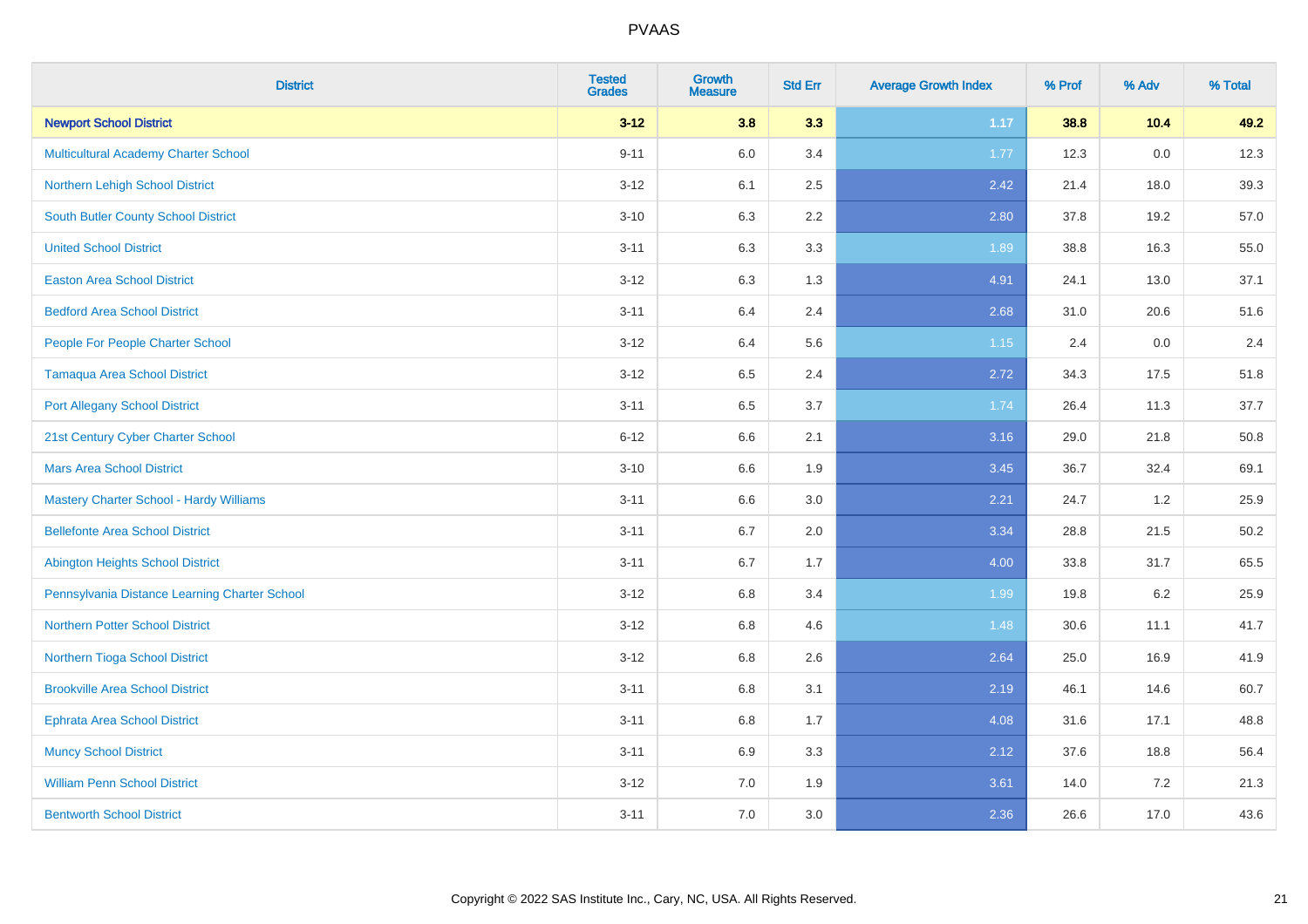# PVAAS

| District | Tested Grades | Growth Measure | Std Err | Average Growth Index | % Prof | % Adv | % Total |
|---|---|---|---|---|---|---|---|
| **Newport School District** | **3-12** | **3.8** | **3.3** | **1.17** | **38.8** | **10.4** | **49.2** |
| Multicultural Academy Charter School | 9-11 | 6.0 | 3.4 | 1.77 | 12.3 | 0.0 | 12.3 |
| Northern Lehigh School District | 3-12 | 6.1 | 2.5 | 2.42 | 21.4 | 18.0 | 39.3 |
| South Butler County School District | 3-10 | 6.3 | 2.2 | 2.80 | 37.8 | 19.2 | 57.0 |
| United School District | 3-11 | 6.3 | 3.3 | 1.89 | 38.8 | 16.3 | 55.0 |
| Easton Area School District | 3-12 | 6.3 | 1.3 | 4.91 | 24.1 | 13.0 | 37.1 |
| Bedford Area School District | 3-11 | 6.4 | 2.4 | 2.68 | 31.0 | 20.6 | 51.6 |
| People For People Charter School | 3-12 | 6.4 | 5.6 | 1.15 | 2.4 | 0.0 | 2.4 |
| Tamaqua Area School District | 3-12 | 6.5 | 2.4 | 2.72 | 34.3 | 17.5 | 51.8 |
| Port Allegany School District | 3-11 | 6.5 | 3.7 | 1.74 | 26.4 | 11.3 | 37.7 |
| 21st Century Cyber Charter School | 6-12 | 6.6 | 2.1 | 3.16 | 29.0 | 21.8 | 50.8 |
| Mars Area School District | 3-10 | 6.6 | 1.9 | 3.45 | 36.7 | 32.4 | 69.1 |
| Mastery Charter School - Hardy Williams | 3-11 | 6.6 | 3.0 | 2.21 | 24.7 | 1.2 | 25.9 |
| Bellefonte Area School District | 3-11 | 6.7 | 2.0 | 3.34 | 28.8 | 21.5 | 50.2 |
| Abington Heights School District | 3-11 | 6.7 | 1.7 | 4.00 | 33.8 | 31.7 | 65.5 |
| Pennsylvania Distance Learning Charter School | 3-12 | 6.8 | 3.4 | 1.99 | 19.8 | 6.2 | 25.9 |
| Northern Potter School District | 3-12 | 6.8 | 4.6 | 1.48 | 30.6 | 11.1 | 41.7 |
| Northern Tioga School District | 3-12 | 6.8 | 2.6 | 2.64 | 25.0 | 16.9 | 41.9 |
| Brookville Area School District | 3-11 | 6.8 | 3.1 | 2.19 | 46.1 | 14.6 | 60.7 |
| Ephrata Area School District | 3-11 | 6.8 | 1.7 | 4.08 | 31.6 | 17.1 | 48.8 |
| Muncy School District | 3-11 | 6.9 | 3.3 | 2.12 | 37.6 | 18.8 | 56.4 |
| William Penn School District | 3-12 | 7.0 | 1.9 | 3.61 | 14.0 | 7.2 | 21.3 |
| Bentworth School District | 3-11 | 7.0 | 3.0 | 2.36 | 26.6 | 17.0 | 43.6 |

Copyright © 2022 SAS Institute Inc., Cary, NC, USA. All Rights Reserved.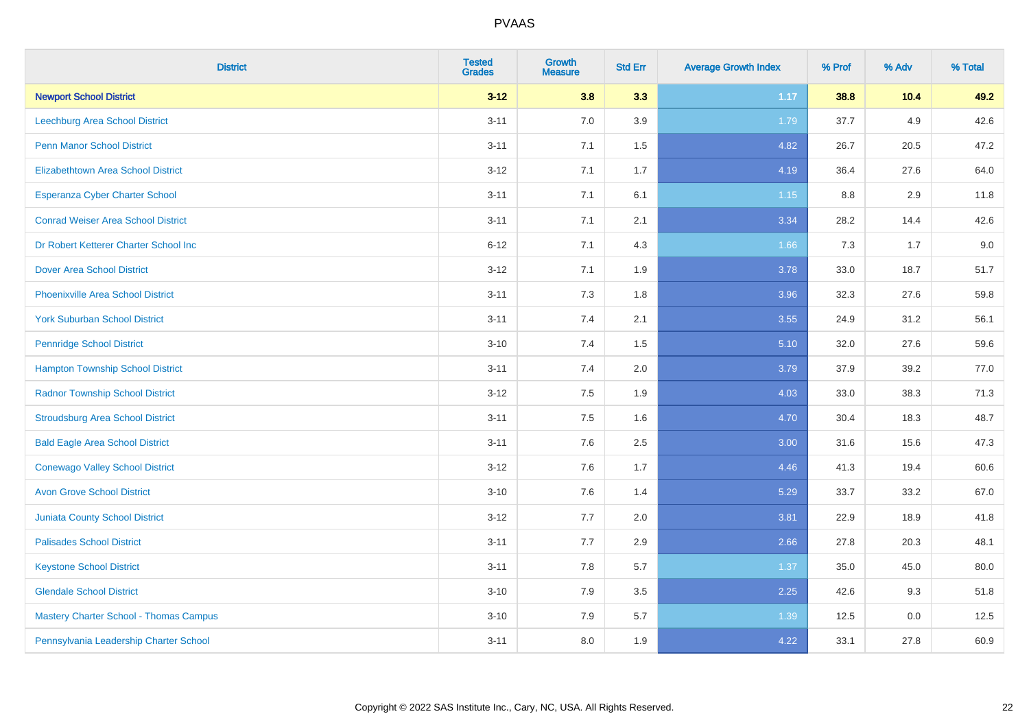| District | Tested Grades | Growth Measure | Std Err | Average Growth Index | % Prof | % Adv | % Total |
|---|---|---|---|---|---|---|---|
| **Newport School District** | **3-12** | **3.8** | **3.3** | **1.17** | **38.8** | **10.4** | **49.2** |
| Leechburg Area School District | 3-11 | 7.0 | 3.9 | 1.79 | 37.7 | 4.9 | 42.6 |
| Penn Manor School District | 3-11 | 7.1 | 1.5 | 4.82 | 26.7 | 20.5 | 47.2 |
| Elizabethtown Area School District | 3-12 | 7.1 | 1.7 | 4.19 | 36.4 | 27.6 | 64.0 |
| Esperanza Cyber Charter School | 3-11 | 7.1 | 6.1 | 1.15 | 8.8 | 2.9 | 11.8 |
| Conrad Weiser Area School District | 3-11 | 7.1 | 2.1 | 3.34 | 28.2 | 14.4 | 42.6 |
| Dr Robert Ketterer Charter School Inc | 6-12 | 7.1 | 4.3 | 1.66 | 7.3 | 1.7 | 9.0 |
| Dover Area School District | 3-12 | 7.1 | 1.9 | 3.78 | 33.0 | 18.7 | 51.7 |
| Phoenixville Area School District | 3-11 | 7.3 | 1.8 | 3.96 | 32.3 | 27.6 | 59.8 |
| York Suburban School District | 3-11 | 7.4 | 2.1 | 3.55 | 24.9 | 31.2 | 56.1 |
| Pennridge School District | 3-10 | 7.4 | 1.5 | 5.10 | 32.0 | 27.6 | 59.6 |
| Hampton Township School District | 3-11 | 7.4 | 2.0 | 3.79 | 37.9 | 39.2 | 77.0 |
| Radnor Township School District | 3-12 | 7.5 | 1.9 | 4.03 | 33.0 | 38.3 | 71.3 |
| Stroudsburg Area School District | 3-11 | 7.5 | 1.6 | 4.70 | 30.4 | 18.3 | 48.7 |
| Bald Eagle Area School District | 3-11 | 7.6 | 2.5 | 3.00 | 31.6 | 15.6 | 47.3 |
| Conewago Valley School District | 3-12 | 7.6 | 1.7 | 4.46 | 41.3 | 19.4 | 60.6 |
| Avon Grove School District | 3-10 | 7.6 | 1.4 | 5.29 | 33.7 | 33.2 | 67.0 |
| Juniata County School District | 3-12 | 7.7 | 2.0 | 3.81 | 22.9 | 18.9 | 41.8 |
| Palisades School District | 3-11 | 7.7 | 2.9 | 2.66 | 27.8 | 20.3 | 48.1 |
| Keystone School District | 3-11 | 7.8 | 5.7 | 1.37 | 35.0 | 45.0 | 80.0 |
| Glendale School District | 3-10 | 7.9 | 3.5 | 2.25 | 42.6 | 9.3 | 51.8 |
| Mastery Charter School - Thomas Campus | 3-10 | 7.9 | 5.7 | 1.39 | 12.5 | 0.0 | 12.5 |
| Pennsylvania Leadership Charter School | 3-11 | 8.0 | 1.9 | 4.22 | 33.1 | 27.8 | 60.9 |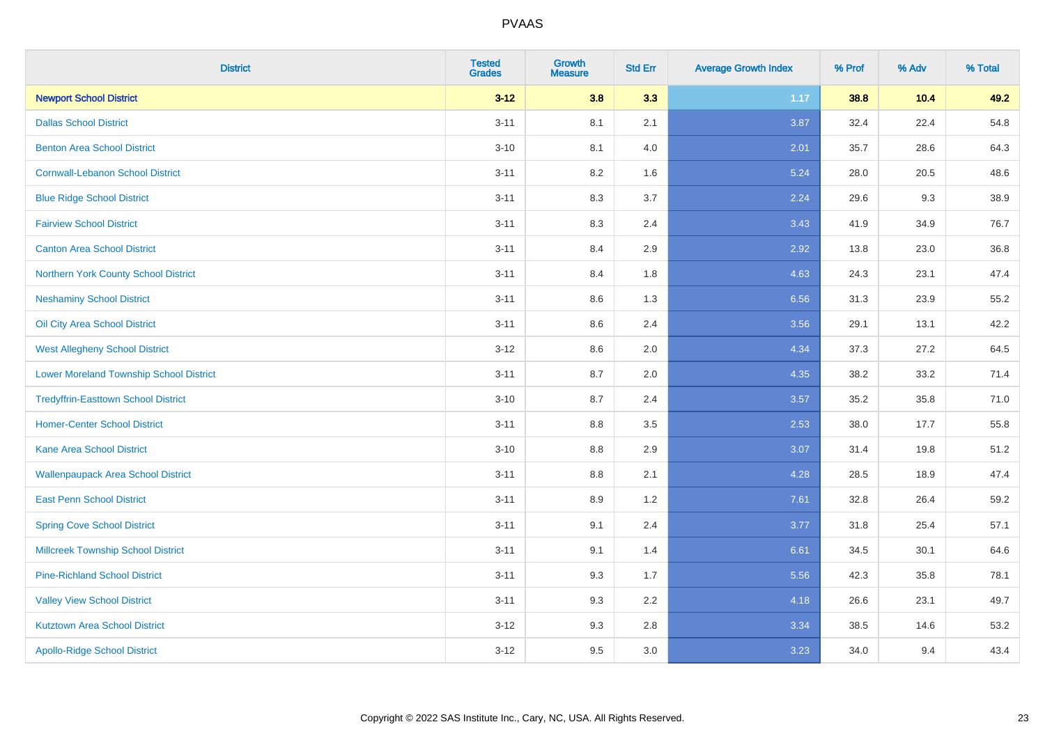# PVAAS

| District | Tested Grades | Growth Measure | Std Err | Average Growth Index | % Prof | % Adv | % Total |
|---|---|---|---|---|---|---|---|
| **Newport School District** | **3-12** | **3.8** | **3.3** | **1.17** | **38.8** | **10.4** | **49.2** |
| Dallas School District | 3-11 | 8.1 | 2.1 | 3.87 | 32.4 | 22.4 | 54.8 |
| Benton Area School District | 3-10 | 8.1 | 4.0 | 2.01 | 35.7 | 28.6 | 64.3 |
| Cornwall-Lebanon School District | 3-11 | 8.2 | 1.6 | 5.24 | 28.0 | 20.5 | 48.6 |
| Blue Ridge School District | 3-11 | 8.3 | 3.7 | 2.24 | 29.6 | 9.3 | 38.9 |
| Fairview School District | 3-11 | 8.3 | 2.4 | 3.43 | 41.9 | 34.9 | 76.7 |
| Canton Area School District | 3-11 | 8.4 | 2.9 | 2.92 | 13.8 | 23.0 | 36.8 |
| Northern York County School District | 3-11 | 8.4 | 1.8 | 4.63 | 24.3 | 23.1 | 47.4 |
| Neshaminy School District | 3-11 | 8.6 | 1.3 | 6.56 | 31.3 | 23.9 | 55.2 |
| Oil City Area School District | 3-11 | 8.6 | 2.4 | 3.56 | 29.1 | 13.1 | 42.2 |
| West Allegheny School District | 3-12 | 8.6 | 2.0 | 4.34 | 37.3 | 27.2 | 64.5 |
| Lower Moreland Township School District | 3-11 | 8.7 | 2.0 | 4.35 | 38.2 | 33.2 | 71.4 |
| Tredyffrin-Easttown School District | 3-10 | 8.7 | 2.4 | 3.57 | 35.2 | 35.8 | 71.0 |
| Homer-Center School District | 3-11 | 8.8 | 3.5 | 2.53 | 38.0 | 17.7 | 55.8 |
| Kane Area School District | 3-10 | 8.8 | 2.9 | 3.07 | 31.4 | 19.8 | 51.2 |
| Wallenpaupack Area School District | 3-11 | 8.8 | 2.1 | 4.28 | 28.5 | 18.9 | 47.4 |
| East Penn School District | 3-11 | 8.9 | 1.2 | 7.61 | 32.8 | 26.4 | 59.2 |
| Spring Cove School District | 3-11 | 9.1 | 2.4 | 3.77 | 31.8 | 25.4 | 57.1 |
| Millcreek Township School District | 3-11 | 9.1 | 1.4 | 6.61 | 34.5 | 30.1 | 64.6 |
| Pine-Richland School District | 3-11 | 9.3 | 1.7 | 5.56 | 42.3 | 35.8 | 78.1 |
| Valley View School District | 3-11 | 9.3 | 2.2 | 4.18 | 26.6 | 23.1 | 49.7 |
| Kutztown Area School District | 3-12 | 9.3 | 2.8 | 3.34 | 38.5 | 14.6 | 53.2 |
| Apollo-Ridge School District | 3-12 | 9.5 | 3.0 | 3.23 | 34.0 | 9.4 | 43.4 |

Copyright © 2022 SAS Institute Inc., Cary, NC, USA. All Rights Reserved.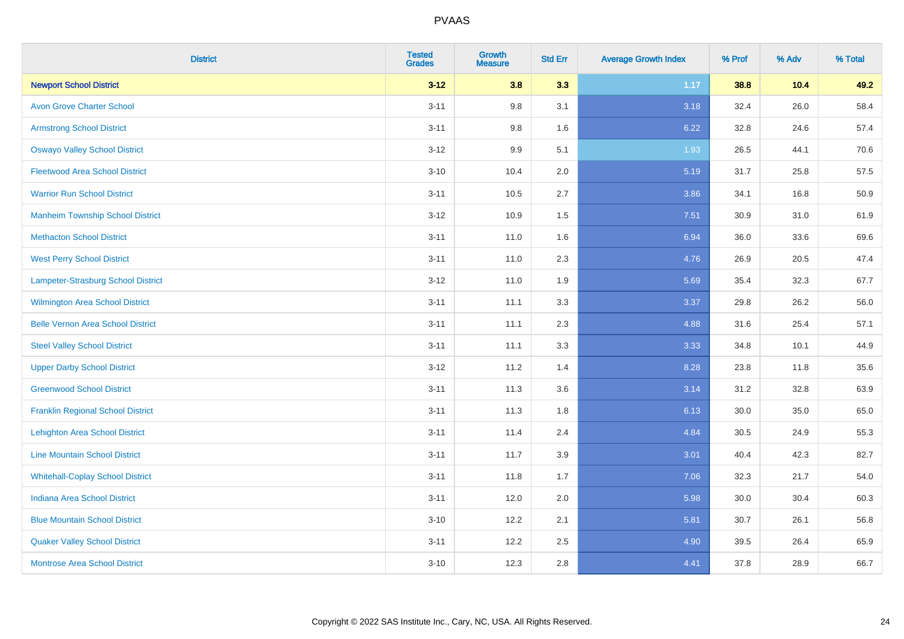# PVAAS

| District | Tested Grades | Growth Measure | Std Err | Average Growth Index | % Prof | % Adv | % Total |
|---|---|---|---|---|---|---|---|
| **Newport School District** | **3-12** | **3.8** | **3.3** | **1.17** | **38.8** | **10.4** | **49.2** |
| Avon Grove Charter School | 3-11 | 9.8 | 3.1 | 3.18 | 32.4 | 26.0 | 58.4 |
| Armstrong School District | 3-11 | 9.8 | 1.6 | 6.22 | 32.8 | 24.6 | 57.4 |
| Oswayo Valley School District | 3-12 | 9.9 | 5.1 | 1.93 | 26.5 | 44.1 | 70.6 |
| Fleetwood Area School District | 3-10 | 10.4 | 2.0 | 5.19 | 31.7 | 25.8 | 57.5 |
| Warrior Run School District | 3-11 | 10.5 | 2.7 | 3.86 | 34.1 | 16.8 | 50.9 |
| Manheim Township School District | 3-12 | 10.9 | 1.5 | 7.51 | 30.9 | 31.0 | 61.9 |
| Methacton School District | 3-11 | 11.0 | 1.6 | 6.94 | 36.0 | 33.6 | 69.6 |
| West Perry School District | 3-11 | 11.0 | 2.3 | 4.76 | 26.9 | 20.5 | 47.4 |
| Lampeter-Strasburg School District | 3-12 | 11.0 | 1.9 | 5.69 | 35.4 | 32.3 | 67.7 |
| Wilmington Area School District | 3-11 | 11.1 | 3.3 | 3.37 | 29.8 | 26.2 | 56.0 |
| Belle Vernon Area School District | 3-11 | 11.1 | 2.3 | 4.88 | 31.6 | 25.4 | 57.1 |
| Steel Valley School District | 3-11 | 11.1 | 3.3 | 3.33 | 34.8 | 10.1 | 44.9 |
| Upper Darby School District | 3-12 | 11.2 | 1.4 | 8.28 | 23.8 | 11.8 | 35.6 |
| Greenwood School District | 3-11 | 11.3 | 3.6 | 3.14 | 31.2 | 32.8 | 63.9 |
| Franklin Regional School District | 3-11 | 11.3 | 1.8 | 6.13 | 30.0 | 35.0 | 65.0 |
| Lehighton Area School District | 3-11 | 11.4 | 2.4 | 4.84 | 30.5 | 24.9 | 55.3 |
| Line Mountain School District | 3-11 | 11.7 | 3.9 | 3.01 | 40.4 | 42.3 | 82.7 |
| Whitehall-Coplay School District | 3-11 | 11.8 | 1.7 | 7.06 | 32.3 | 21.7 | 54.0 |
| Indiana Area School District | 3-11 | 12.0 | 2.0 | 5.98 | 30.0 | 30.4 | 60.3 |
| Blue Mountain School District | 3-10 | 12.2 | 2.1 | 5.81 | 30.7 | 26.1 | 56.8 |
| Quaker Valley School District | 3-11 | 12.2 | 2.5 | 4.90 | 39.5 | 26.4 | 65.9 |
| Montrose Area School District | 3-10 | 12.3 | 2.8 | 4.41 | 37.8 | 28.9 | 66.7 |

Copyright © 2022 SAS Institute Inc., Cary, NC, USA. All Rights Reserved.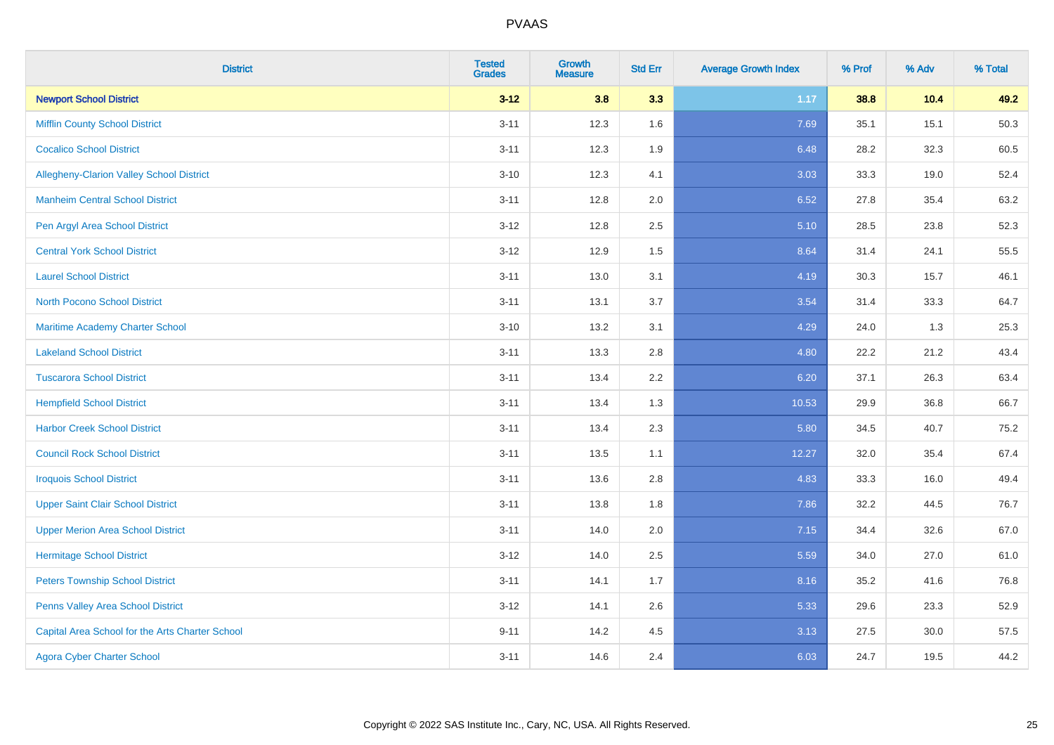# PVAAS

| District | Tested Grades | Growth Measure | Std Err | Average Growth Index | % Prof | % Adv | % Total |
|---|---|---|---|---|---|---|---|
| **Newport School District** | **3-12** | **3.8** | **3.3** | **1.17** | **38.8** | **10.4** | **49.2** |
| Mifflin County School District | 3-11 | 12.3 | 1.6 | 7.69 | 35.1 | 15.1 | 50.3 |
| Cocalico School District | 3-11 | 12.3 | 1.9 | 6.48 | 28.2 | 32.3 | 60.5 |
| Allegheny-Clarion Valley School District | 3-10 | 12.3 | 4.1 | 3.03 | 33.3 | 19.0 | 52.4 |
| Manheim Central School District | 3-11 | 12.8 | 2.0 | 6.52 | 27.8 | 35.4 | 63.2 |
| Pen Argyl Area School District | 3-12 | 12.8 | 2.5 | 5.10 | 28.5 | 23.8 | 52.3 |
| Central York School District | 3-12 | 12.9 | 1.5 | 8.64 | 31.4 | 24.1 | 55.5 |
| Laurel School District | 3-11 | 13.0 | 3.1 | 4.19 | 30.3 | 15.7 | 46.1 |
| North Pocono School District | 3-11 | 13.1 | 3.7 | 3.54 | 31.4 | 33.3 | 64.7 |
| Maritime Academy Charter School | 3-10 | 13.2 | 3.1 | 4.29 | 24.0 | 1.3 | 25.3 |
| Lakeland School District | 3-11 | 13.3 | 2.8 | 4.80 | 22.2 | 21.2 | 43.4 |
| Tuscarora School District | 3-11 | 13.4 | 2.2 | 6.20 | 37.1 | 26.3 | 63.4 |
| Hempfield School District | 3-11 | 13.4 | 1.3 | 10.53 | 29.9 | 36.8 | 66.7 |
| Harbor Creek School District | 3-11 | 13.4 | 2.3 | 5.80 | 34.5 | 40.7 | 75.2 |
| Council Rock School District | 3-11 | 13.5 | 1.1 | 12.27 | 32.0 | 35.4 | 67.4 |
| Iroquois School District | 3-11 | 13.6 | 2.8 | 4.83 | 33.3 | 16.0 | 49.4 |
| Upper Saint Clair School District | 3-11 | 13.8 | 1.8 | 7.86 | 32.2 | 44.5 | 76.7 |
| Upper Merion Area School District | 3-11 | 14.0 | 2.0 | 7.15 | 34.4 | 32.6 | 67.0 |
| Hermitage School District | 3-12 | 14.0 | 2.5 | 5.59 | 34.0 | 27.0 | 61.0 |
| Peters Township School District | 3-11 | 14.1 | 1.7 | 8.16 | 35.2 | 41.6 | 76.8 |
| Penns Valley Area School District | 3-12 | 14.1 | 2.6 | 5.33 | 29.6 | 23.3 | 52.9 |
| Capital Area School for the Arts Charter School | 9-11 | 14.2 | 4.5 | 3.13 | 27.5 | 30.0 | 57.5 |
| Agora Cyber Charter School | 3-11 | 14.6 | 2.4 | 6.03 | 24.7 | 19.5 | 44.2 |

Copyright © 2022 SAS Institute Inc., Cary, NC, USA. All Rights Reserved.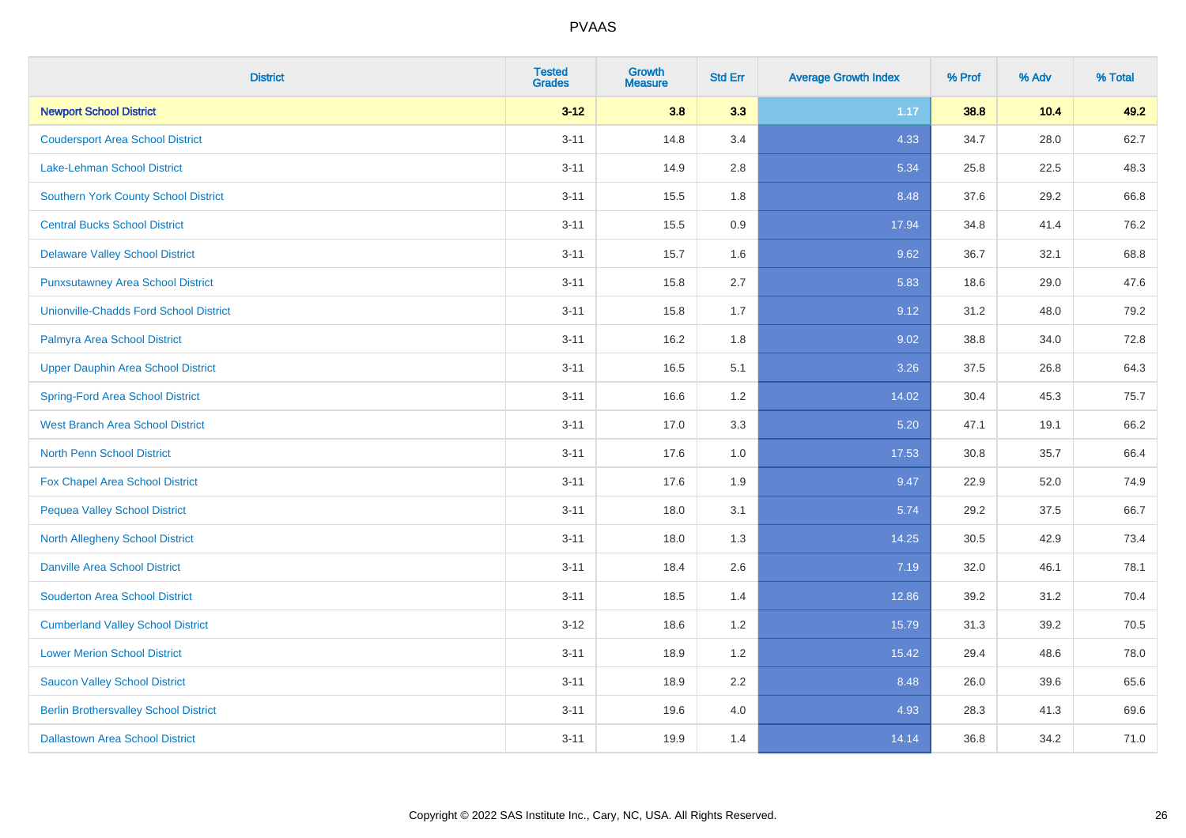# PVAAS

| District | Tested Grades | Growth Measure | Std Err | Average Growth Index | % Prof | % Adv | % Total |
|---|---|---|---|---|---|---|---|
| **Newport School District** | **3-12** | **3.8** | **3.3** | **1.17** | **38.8** | **10.4** | **49.2** |
| Coudersport Area School District | 3-11 | 14.8 | 3.4 | 4.33 | 34.7 | 28.0 | 62.7 |
| Lake-Lehman School District | 3-11 | 14.9 | 2.8 | 5.34 | 25.8 | 22.5 | 48.3 |
| Southern York County School District | 3-11 | 15.5 | 1.8 | 8.48 | 37.6 | 29.2 | 66.8 |
| Central Bucks School District | 3-11 | 15.5 | 0.9 | 17.94 | 34.8 | 41.4 | 76.2 |
| Delaware Valley School District | 3-11 | 15.7 | 1.6 | 9.62 | 36.7 | 32.1 | 68.8 |
| Punxsutawney Area School District | 3-11 | 15.8 | 2.7 | 5.83 | 18.6 | 29.0 | 47.6 |
| Unionville-Chadds Ford School District | 3-11 | 15.8 | 1.7 | 9.12 | 31.2 | 48.0 | 79.2 |
| Palmyra Area School District | 3-11 | 16.2 | 1.8 | 9.02 | 38.8 | 34.0 | 72.8 |
| Upper Dauphin Area School District | 3-11 | 16.5 | 5.1 | 3.26 | 37.5 | 26.8 | 64.3 |
| Spring-Ford Area School District | 3-11 | 16.6 | 1.2 | 14.02 | 30.4 | 45.3 | 75.7 |
| West Branch Area School District | 3-11 | 17.0 | 3.3 | 5.20 | 47.1 | 19.1 | 66.2 |
| North Penn School District | 3-11 | 17.6 | 1.0 | 17.53 | 30.8 | 35.7 | 66.4 |
| Fox Chapel Area School District | 3-11 | 17.6 | 1.9 | 9.47 | 22.9 | 52.0 | 74.9 |
| Pequea Valley School District | 3-11 | 18.0 | 3.1 | 5.74 | 29.2 | 37.5 | 66.7 |
| North Allegheny School District | 3-11 | 18.0 | 1.3 | 14.25 | 30.5 | 42.9 | 73.4 |
| Danville Area School District | 3-11 | 18.4 | 2.6 | 7.19 | 32.0 | 46.1 | 78.1 |
| Souderton Area School District | 3-11 | 18.5 | 1.4 | 12.86 | 39.2 | 31.2 | 70.4 |
| Cumberland Valley School District | 3-12 | 18.6 | 1.2 | 15.79 | 31.3 | 39.2 | 70.5 |
| Lower Merion School District | 3-11 | 18.9 | 1.2 | 15.42 | 29.4 | 48.6 | 78.0 |
| Saucon Valley School District | 3-11 | 18.9 | 2.2 | 8.48 | 26.0 | 39.6 | 65.6 |
| Berlin Brothersvalley School District | 3-11 | 19.6 | 4.0 | 4.93 | 28.3 | 41.3 | 69.6 |
| Dallastown Area School District | 3-11 | 19.9 | 1.4 | 14.14 | 36.8 | 34.2 | 71.0 |

Copyright © 2022 SAS Institute Inc., Cary, NC, USA. All Rights Reserved.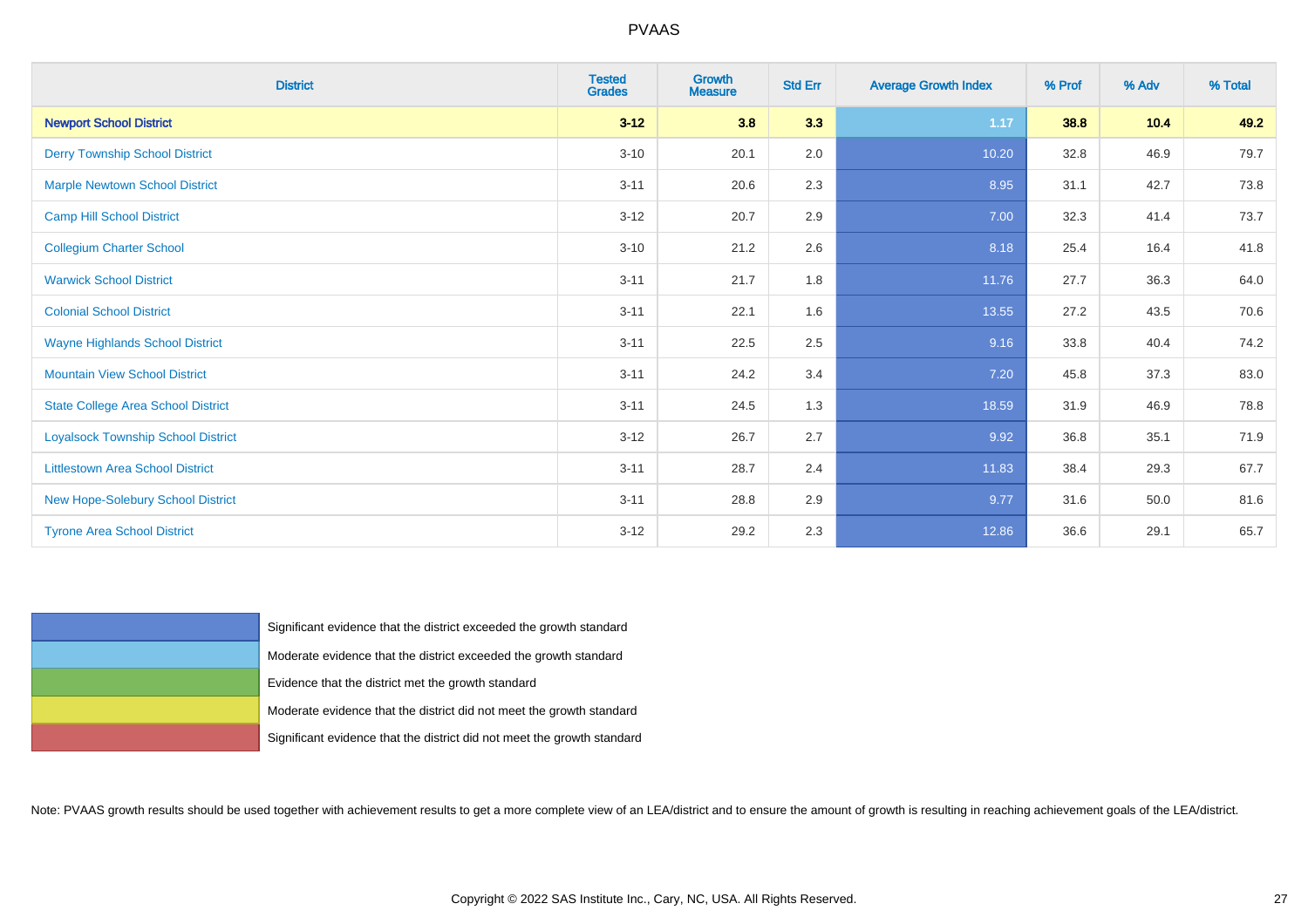PVAAS

| District | Tested Grades | Growth Measure | Std Err | Average Growth Index | % Prof | % Adv | % Total |
|---|---|---|---|---|---|---|---|
| **Newport School District** | **3-12** | **3.8** | **3.3** | 1.17 | **38.8** | **10.4** | **49.2** |
| Derry Township School District | 3-10 | 20.1 | 2.0 | 10.20 | 32.8 | 46.9 | 79.7 |
| Marple Newtown School District | 3-11 | 20.6 | 2.3 | 8.95 | 31.1 | 42.7 | 73.8 |
| Camp Hill School District | 3-12 | 20.7 | 2.9 | 7.00 | 32.3 | 41.4 | 73.7 |
| Collegium Charter School | 3-10 | 21.2 | 2.6 | 8.18 | 25.4 | 16.4 | 41.8 |
| Warwick School District | 3-11 | 21.7 | 1.8 | 11.76 | 27.7 | 36.3 | 64.0 |
| Colonial School District | 3-11 | 22.1 | 1.6 | 13.55 | 27.2 | 43.5 | 70.6 |
| Wayne Highlands School District | 3-11 | 22.5 | 2.5 | 9.16 | 33.8 | 40.4 | 74.2 |
| Mountain View School District | 3-11 | 24.2 | 3.4 | 7.20 | 45.8 | 37.3 | 83.0 |
| State College Area School District | 3-11 | 24.5 | 1.3 | 18.59 | 31.9 | 46.9 | 78.8 |
| Loyalsock Township School District | 3-12 | 26.7 | 2.7 | 9.92 | 36.8 | 35.1 | 71.9 |
| Littlestown Area School District | 3-11 | 28.7 | 2.4 | 11.83 | 38.4 | 29.3 | 67.7 |
| New Hope-Solebury School District | 3-11 | 28.8 | 2.9 | 9.77 | 31.6 | 50.0 | 81.6 |
| Tyrone Area School District | 3-12 | 29.2 | 2.3 | 12.86 | 36.6 | 29.1 | 65.7 |

Significant evidence that the district exceeded the growth standard

Moderate evidence that the district exceeded the growth standard

Evidence that the district met the growth standard

Moderate evidence that the district did not meet the growth standard

Significant evidence that the district did not meet the growth standard

Note: PVAAS growth results should be used together with achievement results to get a more complete view of an LEA/district and to ensure the amount of growth is resulting in reaching achievement goals of the LEA/district.

Copyright © 2022 SAS Institute Inc., Cary, NC, USA. All Rights Reserved.